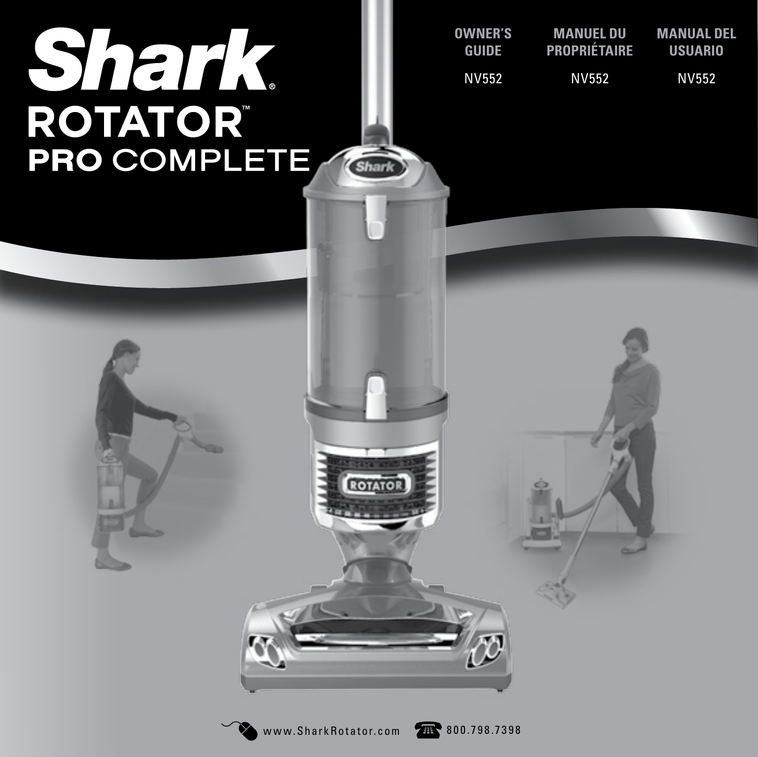# Shark®

## ROTATOR™ PRO COMPLETE

**OWNER'S GUIDE**

NV552

**MANUEL DU PROPRIÉTAIRE**

NV552

**MANUAL DEL USUARIO**

NV552

www.SharkRotator.com 800.798.7398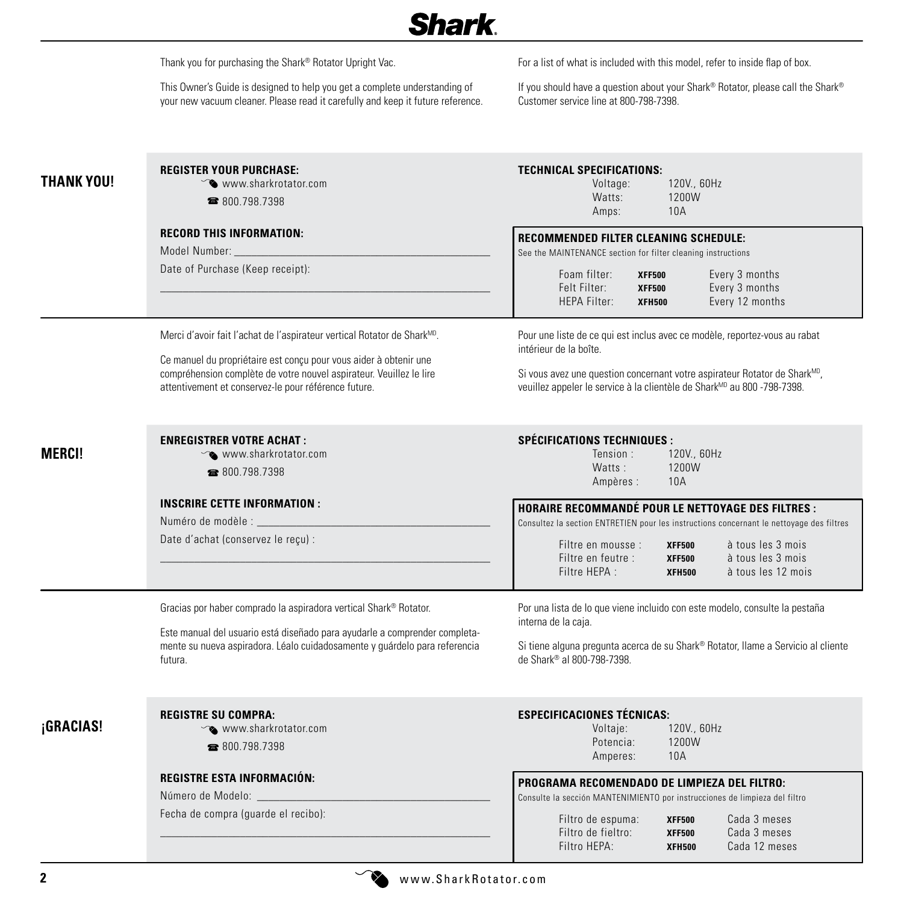Thank you for purchasing the Shark® Rotator Upright Vac.

This Owner's Guide is designed to help you get a complete understanding of your new vacuum cleaner. Please read it carefully and keep it future reference.

For a list of what is included with this model, refer to inside flap of box.

If you should have a question about your Shark® Rotator, please call the Shark® Customer service line at 800-798-7398.

## THANK YOU!

**REGISTER YOUR PURCHASE:**

www.sharkrotator.com

☎ 800.798.7398

**RECORD THIS INFORMATION:**

Model Number: ______________________________

Date of Purchase (Keep receipt):

______________________________

**TECHNICAL SPECIFICATIONS:**

| | |
|---|---|
| Voltage: | 120V., 60Hz |
| Watts: | 1200W |
| Amps: | 10A |

**RECOMMENDED FILTER CLEANING SCHEDULE:**

See the MAINTENANCE section for filter cleaning instructions

| | | |
|---|---|---|
| Foam filter: | **XFF500** | Every 3 months |
| Felt Filter: | **XFF500** | Every 3 months |
| HEPA Filter: | **XFH500** | Every 12 months |

Merci d'avoir fait l'achat de l'aspirateur vertical Rotator de Shark[MD].

Ce manuel du propriétaire est conçu pour vous aider à obtenir une compréhension complète de votre nouvel aspirateur. Veuillez le lire attentivement et conservez-le pour référence future.

Pour une liste de ce qui est inclus avec ce modèle, reportez-vous au rabat intérieur de la boîte.

Si vous avez une question concernant votre aspirateur Rotator de Shark[MD], veuillez appeler le service à la clientèle de Shark[MD] au 800 -798-7398.

## MERCI!

**ENREGISTRER VOTRE ACHAT :**

www.sharkrotator.com

☎ 800.798.7398

**INSCRIRE CETTE INFORMATION :**

Numéro de modèle : ______________________________

Date d'achat (conservez le reçu) :

______________________________

**SPÉCIFICATIONS TECHNIQUES :**

| | |
|---|---|
| Tension : | 120V., 60Hz |
| Watts : | 1200W |
| Ampères : | 10A |

**HORAIRE RECOMMANDÉ POUR LE NETTOYAGE DES FILTRES :**

Consultez la section ENTRETIEN pour les instructions concernant le nettoyage des filtres

| | | |
|---|---|---|
| Filtre en mousse : | **XFF500** | à tous les 3 mois |
| Filtre en feutre : | **XFF500** | à tous les 3 mois |
| Filtre HEPA : | **XFH500** | à tous les 12 mois |

Gracias por haber comprado la aspiradora vertical Shark® Rotator.

Este manual del usuario está diseñado para ayudarle a comprender completamente su nueva aspiradora. Léalo cuidadosamente y guárdelo para referencia futura.

Por una lista de lo que viene incluido con este modelo, consulte la pestaña interna de la caja.

Si tiene alguna pregunta acerca de su Shark® Rotator, llame a Servicio al cliente de Shark® al 800-798-7398.

## ¡GRACIAS!

**REGISTRE SU COMPRA:**

www.sharkrotator.com

☎ 800.798.7398

**REGISTRE ESTA INFORMACIÓN:**

Número de Modelo: ______________________________

Fecha de compra (guarde el recibo):

______________________________

**ESPECIFICACIONES TÉCNICAS:**

| | |
|---|---|
| Voltaje: | 120V., 60Hz |
| Potencia: | 1200W |
| Amperes: | 10A |

**PROGRAMA RECOMENDADO DE LIMPIEZA DEL FILTRO:**

Consulte la sección MANTENIMIENTO por instrucciones de limpieza del filtro

| | | |
|---|---|---|
| Filtro de espuma: | **XFF500** | Cada 3 meses |
| Filtro de fieltro: | **XFF500** | Cada 3 meses |
| Filtro HEPA: | **XFH500** | Cada 12 meses |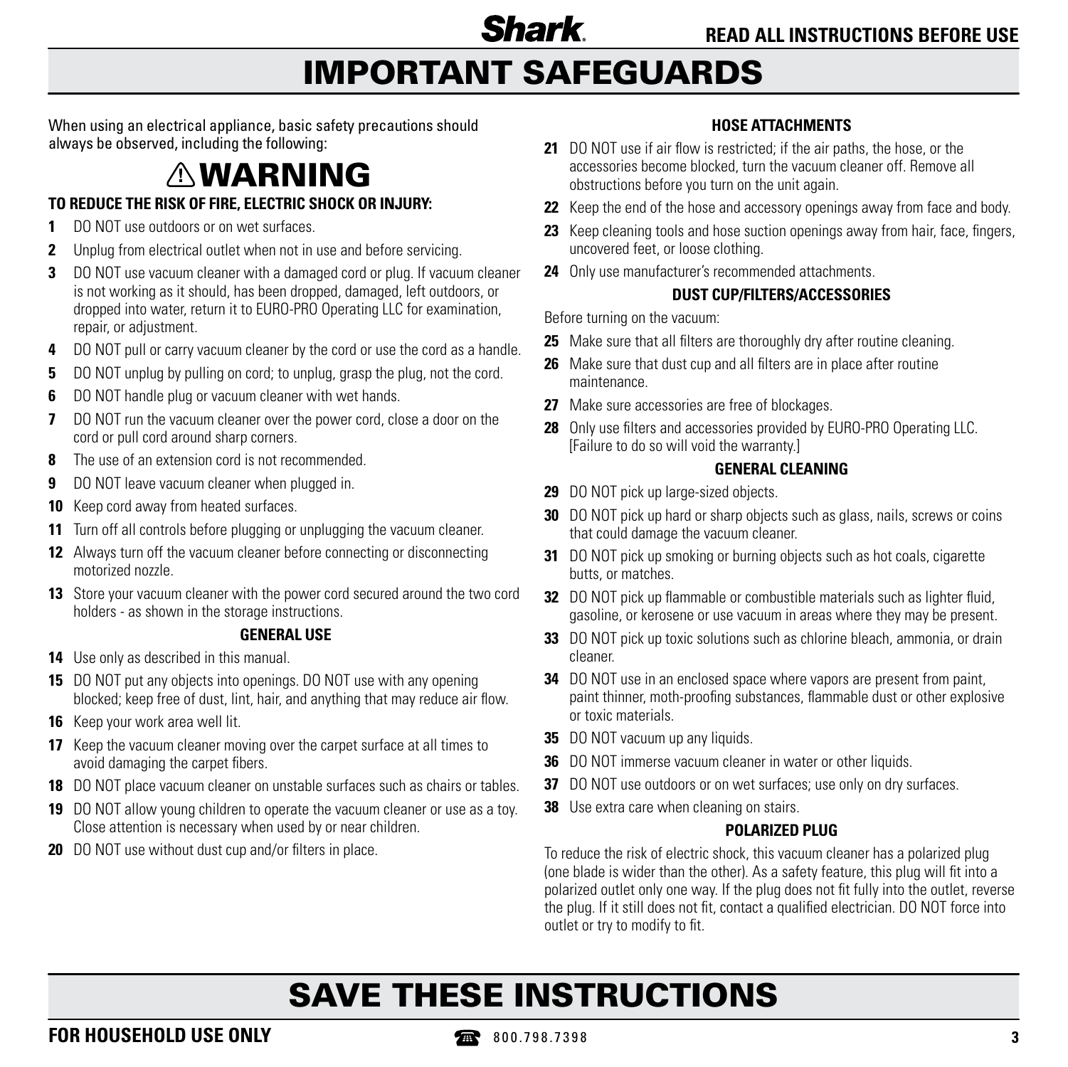# IMPORTANT SAFEGUARDS

When using an electrical appliance, basic safety precautions should always be observed, including the following:

## ⚠WARNING

**TO REDUCE THE RISK OF FIRE, ELECTRIC SHOCK OR INJURY:**

**1** DO NOT use outdoors or on wet surfaces.

**2** Unplug from electrical outlet when not in use and before servicing.

**3** DO NOT use vacuum cleaner with a damaged cord or plug. If vacuum cleaner is not working as it should, has been dropped, damaged, left outdoors, or dropped into water, return it to EURO-PRO Operating LLC for examination, repair, or adjustment.

**4** DO NOT pull or carry vacuum cleaner by the cord or use the cord as a handle.

**5** DO NOT unplug by pulling on cord; to unplug, grasp the plug, not the cord.

**6** DO NOT handle plug or vacuum cleaner with wet hands.

**7** DO NOT run the vacuum cleaner over the power cord, close a door on the cord or pull cord around sharp corners.

**8** The use of an extension cord is not recommended.

**9** DO NOT leave vacuum cleaner when plugged in.

**10** Keep cord away from heated surfaces.

**11** Turn off all controls before plugging or unplugging the vacuum cleaner.

**12** Always turn off the vacuum cleaner before connecting or disconnecting motorized nozzle.

**13** Store your vacuum cleaner with the power cord secured around the two cord holders - as shown in the storage instructions.

### GENERAL USE

**14** Use only as described in this manual.

**15** DO NOT put any objects into openings. DO NOT use with any opening blocked; keep free of dust, lint, hair, and anything that may reduce air flow.

**16** Keep your work area well lit.

**17** Keep the vacuum cleaner moving over the carpet surface at all times to avoid damaging the carpet fibers.

**18** DO NOT place vacuum cleaner on unstable surfaces such as chairs or tables.

**19** DO NOT allow young children to operate the vacuum cleaner or use as a toy. Close attention is necessary when used by or near children.

**20** DO NOT use without dust cup and/or filters in place.

### HOSE ATTACHMENTS

**21** DO NOT use if air flow is restricted; if the air paths, the hose, or the accessories become blocked, turn the vacuum cleaner off. Remove all obstructions before you turn on the unit again.

**22** Keep the end of the hose and accessory openings away from face and body.

**23** Keep cleaning tools and hose suction openings away from hair, face, fingers, uncovered feet, or loose clothing.

**24** Only use manufacturer's recommended attachments.

### DUST CUP/FILTERS/ACCESSORIES

Before turning on the vacuum:

**25** Make sure that all filters are thoroughly dry after routine cleaning.

**26** Make sure that dust cup and all filters are in place after routine maintenance.

**27** Make sure accessories are free of blockages.

**28** Only use filters and accessories provided by EURO-PRO Operating LLC. [Failure to do so will void the warranty.]

### GENERAL CLEANING

**29** DO NOT pick up large-sized objects.

**30** DO NOT pick up hard or sharp objects such as glass, nails, screws or coins that could damage the vacuum cleaner.

**31** DO NOT pick up smoking or burning objects such as hot coals, cigarette butts, or matches.

**32** DO NOT pick up flammable or combustible materials such as lighter fluid, gasoline, or kerosene or use vacuum in areas where they may be present.

**33** DO NOT pick up toxic solutions such as chlorine bleach, ammonia, or drain cleaner.

**34** DO NOT use in an enclosed space where vapors are present from paint, paint thinner, moth-proofing substances, flammable dust or other explosive or toxic materials.

**35** DO NOT vacuum up any liquids.

**36** DO NOT immerse vacuum cleaner in water or other liquids.

**37** DO NOT use outdoors or on wet surfaces; use only on dry surfaces.

**38** Use extra care when cleaning on stairs.

### POLARIZED PLUG

To reduce the risk of electric shock, this vacuum cleaner has a polarized plug (one blade is wider than the other). As a safety feature, this plug will fit into a polarized outlet only one way. If the plug does not fit fully into the outlet, reverse the plug. If it still does not fit, contact a qualified electrician. DO NOT force into outlet or try to modify to fit.

# SAVE THESE INSTRUCTIONS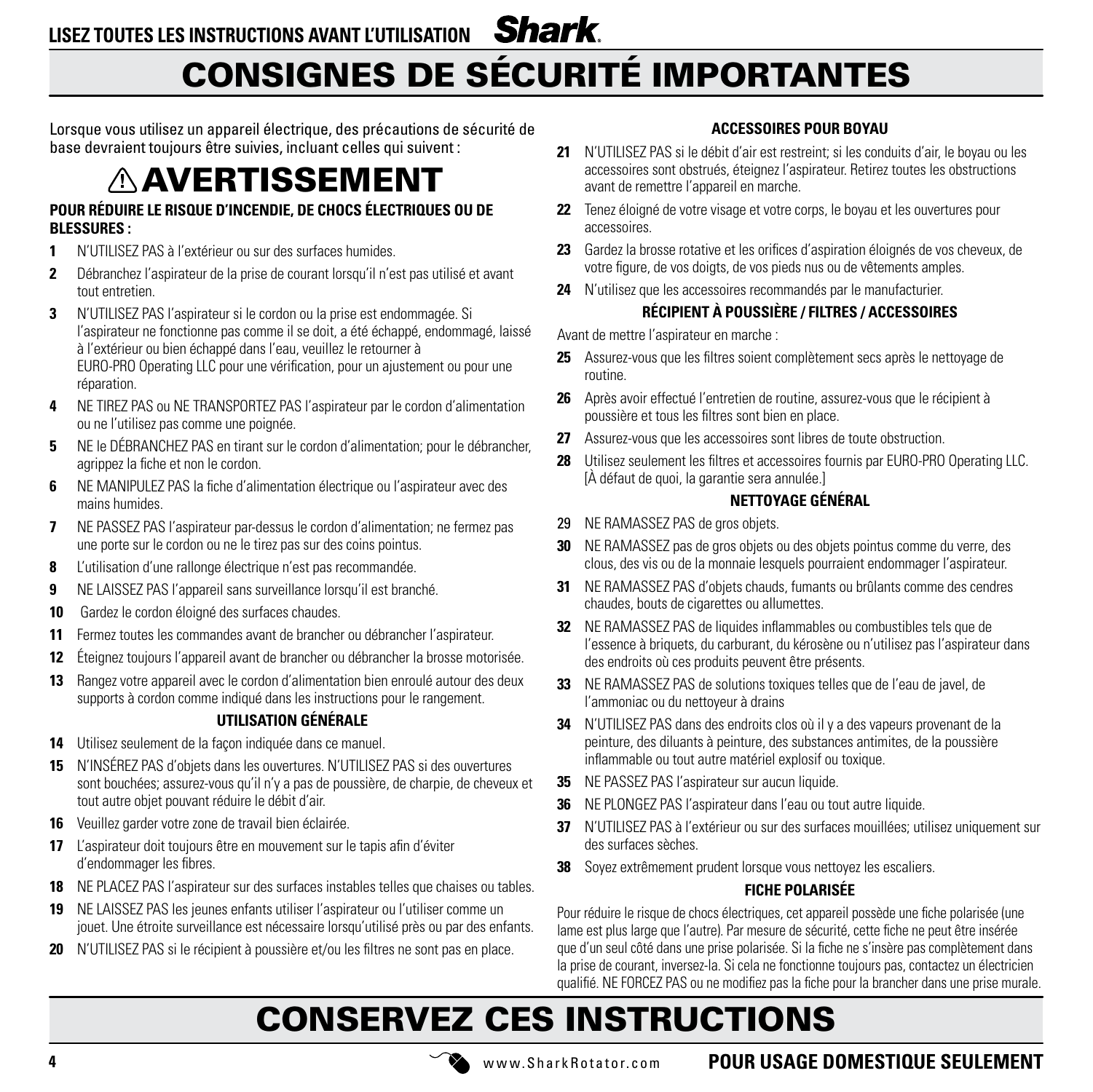# CONSIGNES DE SÉCURITÉ IMPORTANTES

Lorsque vous utilisez un appareil électrique, des précautions de sécurité de base devraient toujours être suivies, incluant celles qui suivent :

## ⚠ AVERTISSEMENT

**POUR RÉDUIRE LE RISQUE D'INCENDIE, DE CHOCS ÉLECTRIQUES OU DE BLESSURES :**

1. N'UTILISEZ PAS à l'extérieur ou sur des surfaces humides.
2. Débranchez l'aspirateur de la prise de courant lorsqu'il n'est pas utilisé et avant tout entretien.
3. N'UTILISEZ PAS l'aspirateur si le cordon ou la prise est endommagée. Si l'aspirateur ne fonctionne pas comme il se doit, a été échappé, endommagé, laissé à l'extérieur ou bien échappé dans l'eau, veuillez le retourner à EURO-PRO Operating LLC pour une vérification, pour un ajustement ou pour une réparation.
4. NE TIREZ PAS ou NE TRANSPORTEZ PAS l'aspirateur par le cordon d'alimentation ou ne l'utilisez pas comme une poignée.
5. NE le DÉBRANCHEZ PAS en tirant sur le cordon d'alimentation; pour le débrancher, agrippez la fiche et non le cordon.
6. NE MANIPULEZ PAS la fiche d'alimentation électrique ou l'aspirateur avec des mains humides.
7. NE PASSEZ PAS l'aspirateur par-dessus le cordon d'alimentation; ne fermez pas une porte sur le cordon ou ne le tirez pas sur des coins pointus.
8. L'utilisation d'une rallonge électrique n'est pas recommandée.
9. NE LAISSEZ PAS l'appareil sans surveillance lorsqu'il est branché.
10. Gardez le cordon éloigné des surfaces chaudes.
11. Fermez toutes les commandes avant de brancher ou débrancher l'aspirateur.
12. Éteignez toujours l'appareil avant de brancher ou débrancher la brosse motorisée.
13. Rangez votre appareil avec le cordon d'alimentation bien enroulé autour des deux supports à cordon comme indiqué dans les instructions pour le rangement.

### UTILISATION GÉNÉRALE

14. Utilisez seulement de la façon indiquée dans ce manuel.
15. N'INSÉREZ PAS d'objets dans les ouvertures. N'UTILISEZ PAS si des ouvertures sont bouchées; assurez-vous qu'il n'y a pas de poussière, de charpie, de cheveux et tout autre objet pouvant réduire le débit d'air.
16. Veuillez garder votre zone de travail bien éclairée.
17. L'aspirateur doit toujours être en mouvement sur le tapis afin d'éviter d'endommager les fibres.
18. NE PLACEZ PAS l'aspirateur sur des surfaces instables telles que chaises ou tables.
19. NE LAISSEZ PAS les jeunes enfants utiliser l'aspirateur ou l'utiliser comme un jouet. Une étroite surveillance est nécessaire lorsqu'utilisé près ou par des enfants.
20. N'UTILISEZ PAS si le récipient à poussière et/ou les filtres ne sont pas en place.

### ACCESSOIRES POUR BOYAU

21. N'UTILISEZ PAS si le débit d'air est restreint; si les conduits d'air, le boyau ou les accessoires sont obstrués, éteignez l'aspirateur. Retirez toutes les obstructions avant de remettre l'appareil en marche.
22. Tenez éloigné de votre visage et votre corps, le boyau et les ouvertures pour accessoires.
23. Gardez la brosse rotative et les orifices d'aspiration éloignés de vos cheveux, de votre figure, de vos doigts, de vos pieds nus ou de vêtements amples.
24. N'utilisez que les accessoires recommandés par le manufacturier.

### RÉCIPIENT À POUSSIÈRE / FILTRES / ACCESSOIRES

Avant de mettre l'aspirateur en marche :

25. Assurez-vous que les filtres soient complètement secs après le nettoyage de routine.
26. Après avoir effectué l'entretien de routine, assurez-vous que le récipient à poussière et tous les filtres sont bien en place.
27. Assurez-vous que les accessoires sont libres de toute obstruction.
28. Utilisez seulement les filtres et accessoires fournis par EURO-PRO Operating LLC. [À défaut de quoi, la garantie sera annulée.]

### NETTOYAGE GÉNÉRAL

29. NE RAMASSEZ PAS de gros objets.
30. NE RAMASSEZ pas de gros objets ou des objets pointus comme du verre, des clous, des vis ou de la monnaie lesquels pourraient endommager l'aspirateur.
31. NE RAMASSEZ PAS d'objets chauds, fumants ou brûlants comme des cendres chaudes, bouts de cigarettes ou allumettes.
32. NE RAMASSEZ PAS de liquides inflammables ou combustibles tels que de l'essence à briquets, du carburant, du kérosène ou n'utilisez pas l'aspirateur dans des endroits où ces produits peuvent être présents.
33. NE RAMASSEZ PAS de solutions toxiques telles que de l'eau de javel, de l'ammoniac ou du nettoyeur à drains
34. N'UTILISEZ PAS dans des endroits clos où il y a des vapeurs provenant de la peinture, des diluants à peinture, des substances antimites, de la poussière inflammable ou tout autre matériel explosif ou toxique.
35. NE PASSEZ PAS l'aspirateur sur aucun liquide.
36. NE PLONGEZ PAS l'aspirateur dans l'eau ou tout autre liquide.
37. N'UTILISEZ PAS à l'extérieur ou sur des surfaces mouillées; utilisez uniquement sur des surfaces sèches.
38. Soyez extrêmement prudent lorsque vous nettoyez les escaliers.

### FICHE POLARISÉE

Pour réduire le risque de chocs électriques, cet appareil possède une fiche polarisée (une lame est plus large que l'autre). Par mesure de sécurité, cette fiche ne peut être insérée que d'un seul côté dans une prise polarisée. Si la fiche ne s'insère pas complètement dans la prise de courant, inversez-la. Si cela ne fonctionne toujours pas, contactez un électricien qualifié. NE FORCEZ PAS ou ne modifiez pas la fiche pour la brancher dans une prise murale.

# CONSERVEZ CES INSTRUCTIONS

**POUR USAGE DOMESTIQUE SEULEMENT**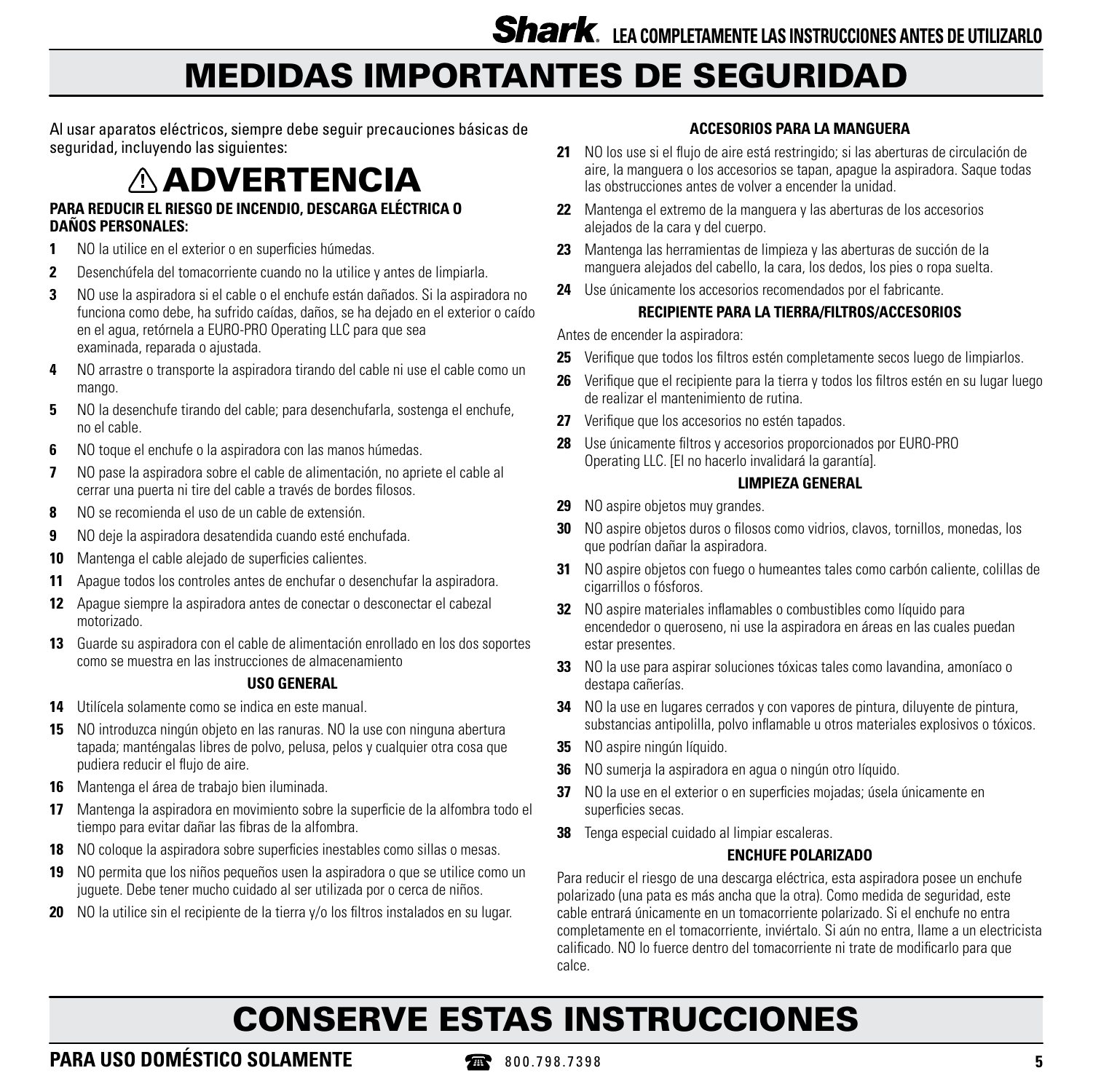# MEDIDAS IMPORTANTES DE SEGURIDAD

Al usar aparatos eléctricos, siempre debe seguir precauciones básicas de seguridad, incluyendo las siguientes:

## ⚠ ADVERTENCIA

**PARA REDUCIR EL RIESGO DE INCENDIO, DESCARGA ELÉCTRICA O DAÑOS PERSONALES:**

1. NO la utilice en el exterior o en superficies húmedas.
2. Desenchúfela del tomacorriente cuando no la utilice y antes de limpiarla.
3. NO use la aspiradora si el cable o el enchufe están dañados. Si la aspiradora no funciona como debe, ha sufrido caídas, daños, se ha dejado en el exterior o caído en el agua, retórnela a EURO-PRO Operating LLC para que sea examinada, reparada o ajustada.
4. NO arrastre o transporte la aspiradora tirando del cable ni use el cable como un mango.
5. NO la desenchufe tirando del cable; para desenchufarla, sostenga el enchufe, no el cable.
6. NO toque el enchufe o la aspiradora con las manos húmedas.
7. NO pase la aspiradora sobre el cable de alimentación, no apriete el cable al cerrar una puerta ni tire del cable a través de bordes filosos.
8. NO se recomienda el uso de un cable de extensión.
9. NO deje la aspiradora desatendida cuando esté enchufada.
10. Mantenga el cable alejado de superficies calientes.
11. Apague todos los controles antes de enchufar o desenchufar la aspiradora.
12. Apague siempre la aspiradora antes de conectar o desconectar el cabezal motorizado.
13. Guarde su aspiradora con el cable de alimentación enrollado en los dos soportes como se muestra en las instrucciones de almacenamiento

**USO GENERAL**

14. Utilícela solamente como se indica en este manual.
15. NO introduzca ningún objeto en las ranuras. NO la use con ninguna abertura tapada; manténgalas libres de polvo, pelusa, pelos y cualquier otra cosa que pudiera reducir el flujo de aire.
16. Mantenga el área de trabajo bien iluminada.
17. Mantenga la aspiradora en movimiento sobre la superficie de la alfombra todo el tiempo para evitar dañar las fibras de la alfombra.
18. NO coloque la aspiradora sobre superficies inestables como sillas o mesas.
19. NO permita que los niños pequeños usen la aspiradora o que se utilice como un juguete. Debe tener mucho cuidado al ser utilizada por o cerca de niños.
20. NO la utilice sin el recipiente de la tierra y/o los filtros instalados en su lugar.

**ACCESORIOS PARA LA MANGUERA**

21. NO los use si el flujo de aire está restringido; si las aberturas de circulación de aire, la manguera o los accesorios se tapan, apague la aspiradora. Saque todas las obstrucciones antes de volver a encender la unidad.
22. Mantenga el extremo de la manguera y las aberturas de los accesorios alejados de la cara y del cuerpo.
23. Mantenga las herramientas de limpieza y las aberturas de succión de la manguera alejados del cabello, la cara, los dedos, los pies o ropa suelta.
24. Use únicamente los accesorios recomendados por el fabricante.

**RECIPIENTE PARA LA TIERRA/FILTROS/ACCESORIOS**

Antes de encender la aspiradora:

25. Verifique que todos los filtros estén completamente secos luego de limpiarlos.
26. Verifique que el recipiente para la tierra y todos los filtros estén en su lugar luego de realizar el mantenimiento de rutina.
27. Verifique que los accesorios no estén tapados.
28. Use únicamente filtros y accesorios proporcionados por EURO-PRO Operating LLC. [El no hacerlo invalidará la garantía].

**LIMPIEZA GENERAL**

29. NO aspire objetos muy grandes.
30. NO aspire objetos duros o filosos como vidrios, clavos, tornillos, monedas, los que podrían dañar la aspiradora.
31. NO aspire objetos con fuego o humeantes tales como carbón caliente, colillas de cigarrillos o fósforos.
32. NO aspire materiales inflamables o combustibles como líquido para encendedor o queroseno, ni use la aspiradora en áreas en las cuales puedan estar presentes.
33. NO la use para aspirar soluciones tóxicas tales como lavandina, amoníaco o destapa cañerías.
34. NO la use en lugares cerrados y con vapores de pintura, diluyente de pintura, substancias antipolilla, polvo inflamable u otros materiales explosivos o tóxicos.
35. NO aspire ningún líquido.
36. NO sumerja la aspiradora en agua o ningún otro líquido.
37. NO la use en el exterior o en superficies mojadas; úsela únicamente en superficies secas.
38. Tenga especial cuidado al limpiar escaleras.

**ENCHUFE POLARIZADO**

Para reducir el riesgo de una descarga eléctrica, esta aspiradora posee un enchufe polarizado (una pata es más ancha que la otra). Como medida de seguridad, este cable entrará únicamente en un tomacorriente polarizado. Si el enchufe no entra completamente en el tomacorriente, inviértalo. Si aún no entra, llame a un electricista calificado. NO lo fuerce dentro del tomacorriente ni trate de modificarlo para que calce.

# CONSERVE ESTAS INSTRUCCIONES

**PARA USO DOMÉSTICO SOLAMENTE**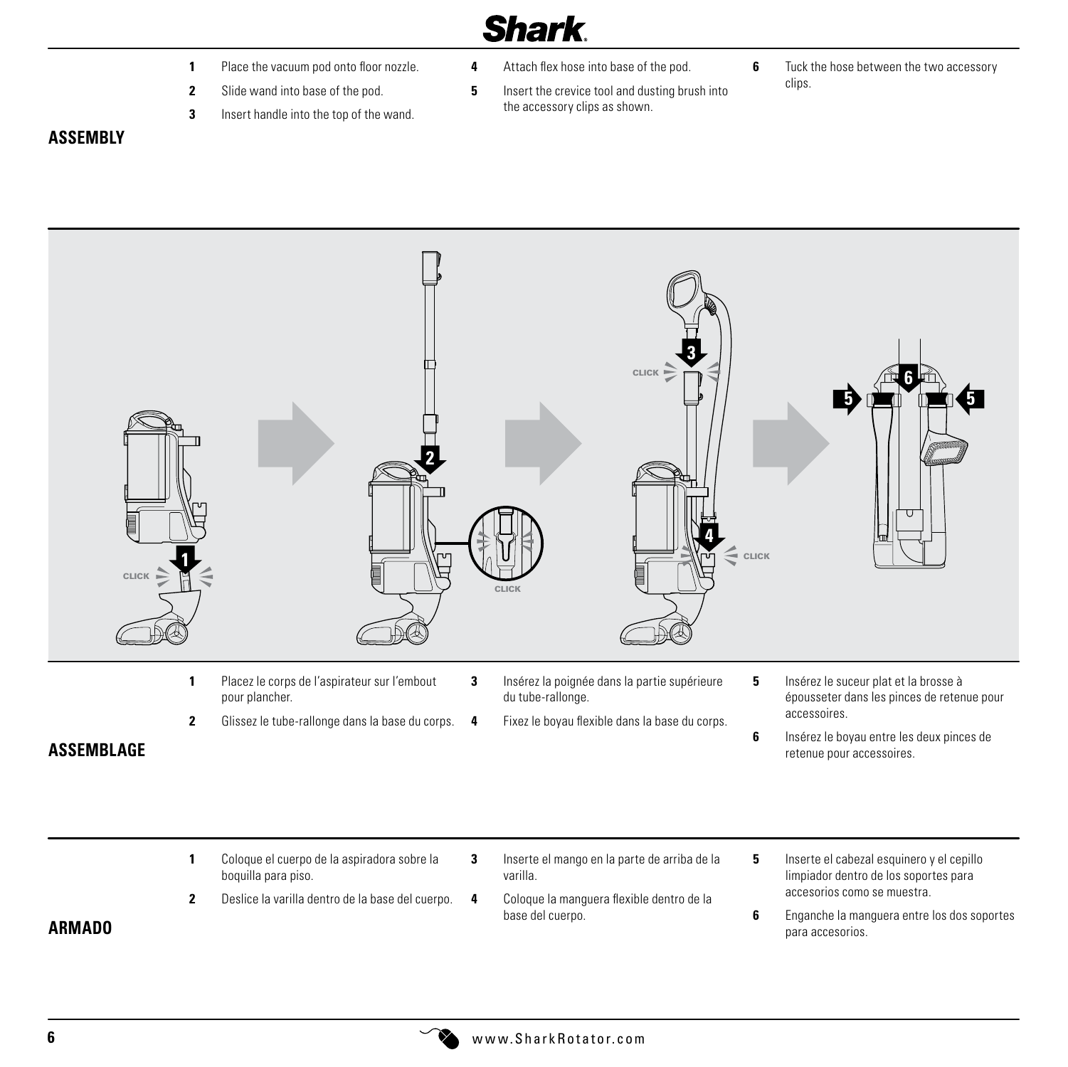## ASSEMBLY

1. Place the vacuum pod onto floor nozzle.
2. Slide wand into base of the pod.
3. Insert handle into the top of the wand.
4. Attach flex hose into base of the pod.
5. Insert the crevice tool and dusting brush into the accessory clips as shown.
6. Tuck the hose between the two accessory clips.

## ASSEMBLAGE

1. Placez le corps de l'aspirateur sur l'embout pour plancher.
2. Glissez le tube-rallonge dans la base du corps.
3. Insérez la poignée dans la partie supérieure du tube-rallonge.
4. Fixez le boyau flexible dans la base du corps.
5. Insérez le suceur plat et la brosse à épousseter dans les pinces de retenue pour accessoires.
6. Insérez le boyau entre les deux pinces de retenue pour accessoires.

## ARMADO

1. Coloque el cuerpo de la aspiradora sobre la boquilla para piso.
2. Deslice la varilla dentro de la base del cuerpo.
3. Inserte el mango en la parte de arriba de la varilla.
4. Coloque la manguera flexible dentro de la base del cuerpo.
5. Inserte el cabezal esquinero y el cepillo limpiador dentro de los soportes para accesorios como se muestra.
6. Enganche la manguera entre los dos soportes para accesorios.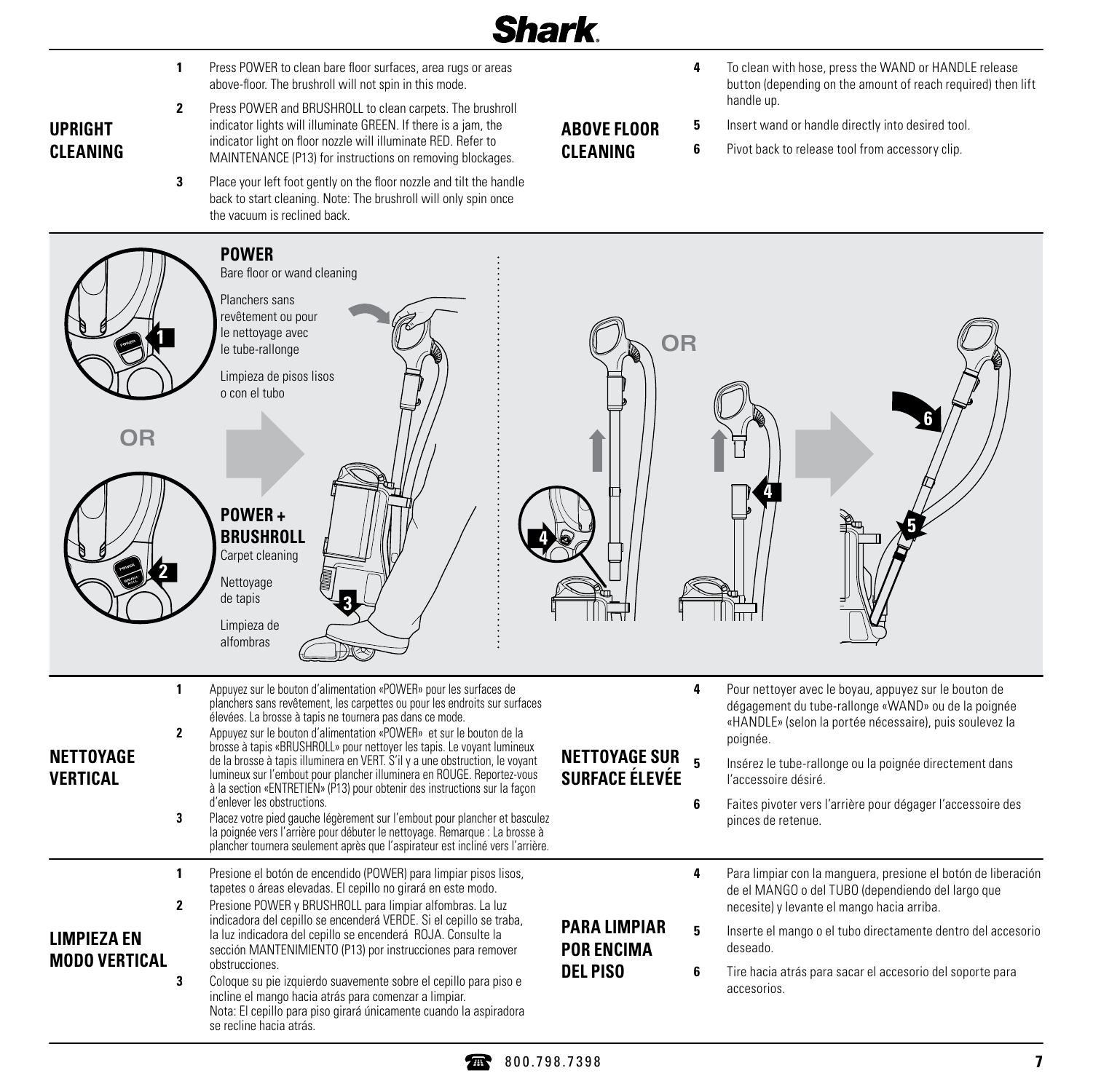## UPRIGHT CLEANING

1. Press POWER to clean bare floor surfaces, area rugs or areas above-floor. The brushroll will not spin in this mode.
2. Press POWER and BRUSHROLL to clean carpets. The brushroll indicator lights will illuminate GREEN. If there is a jam, the indicator light on floor nozzle will illuminate RED. Refer to MAINTENANCE (P13) for instructions on removing blockages.
3. Place your left foot gently on the floor nozzle and tilt the handle back to start cleaning. Note: The brushroll will only spin once the vacuum is reclined back.

## ABOVE FLOOR CLEANING

4. To clean with hose, press the WAND or HANDLE release button (depending on the amount of reach required) then lift handle up.
5. Insert wand or handle directly into desired tool.
6. Pivot back to release tool from accessory clip.

**POWER**
Bare floor or wand cleaning

Planchers sans revêtement ou pour le nettoyage avec le tube-rallonge

Limpieza de pisos lisos o con el tubo

OR

**POWER + BRUSHROLL**
Carpet cleaning

Nettoyage de tapis

Limpieza de alfombras

OR

## NETTOYAGE VERTICAL

1. Appuyez sur le bouton d'alimentation «POWER» pour les surfaces de planchers sans revêtement, les carpettes ou pour les endroits sur surfaces élevées. La brosse à tapis ne tournera pas dans ce mode.
2. Appuyez sur le bouton d'alimentation «POWER» et sur le bouton de la brosse à tapis «BRUSHROLL» pour nettoyer les tapis. Le voyant lumineux de la brosse à tapis illuminera en VERT. S'il y a une obstruction, le voyant lumineux sur l'embout pour plancher illuminera en ROUGE. Reportez-vous à la section «ENTRETIEN» (P13) pour obtenir des instructions sur la façon d'enlever les obstructions.
3. Placez votre pied gauche légèrement sur l'embout pour plancher et basculez la poignée vers l'arrière pour débuter le nettoyage. Remarque : La brosse à plancher tournera seulement après que l'aspirateur est incliné vers l'arrière.

## NETTOYAGE SUR SURFACE ÉLEVÉE

4. Pour nettoyer avec le boyau, appuyez sur le bouton de dégagement du tube-rallonge «WAND» ou de la poignée «HANDLE» (selon la portée nécessaire), puis soulevez la poignée.
5. Insérez le tube-rallonge ou la poignée directement dans l'accessoire désiré.
6. Faites pivoter vers l'arrière pour dégager l'accessoire des pinces de retenue.

## LIMPIEZA EN MODO VERTICAL

1. Presione el botón de encendido (POWER) para limpiar pisos lisos, tapetes o áreas elevadas. El cepillo no girará en este modo.
2. Presione POWER y BRUSHROLL para limpiar alfombras. La luz indicadora del cepillo se encenderá VERDE. Si el cepillo se traba, la luz indicadora del cepillo se encenderá ROJA. Consulte la sección MANTENIMIENTO (P13) por instrucciones para remover obstrucciones.
3. Coloque su pie izquierdo suavemente sobre el cepillo para piso e incline el mango hacia atrás para comenzar a limpiar. Nota: El cepillo para piso girará únicamente cuando la aspiradora se recline hacia atrás.

## PARA LIMPIAR POR ENCIMA DEL PISO

4. Para limpiar con la manguera, presione el botón de liberación de el MANGO o del TUBO (dependiendo del largo que necesite) y levante el mango hacia arriba.
5. Inserte el mango o el tubo directamente dentro del accesorio deseado.
6. Tire hacia atrás para sacar el accesorio del soporte para accesorios.

800.798.7398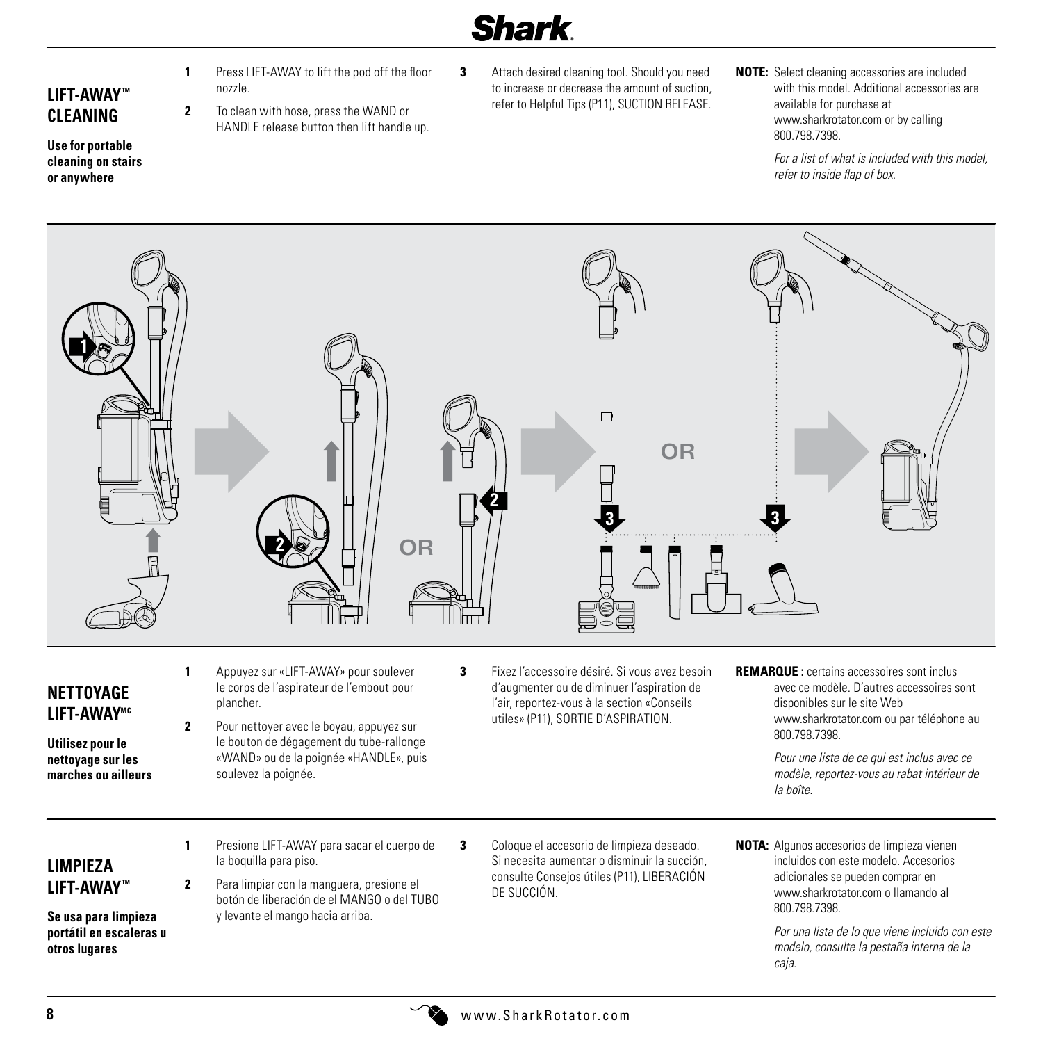## LIFT-AWAY™ CLEANING

**Use for portable cleaning on stairs or anywhere**

1. Press LIFT-AWAY to lift the pod off the floor nozzle.
2. To clean with hose, press the WAND or HANDLE release button then lift handle up.
3. Attach desired cleaning tool. Should you need to increase or decrease the amount of suction, refer to Helpful Tips (P11), SUCTION RELEASE.

**NOTE:** Select cleaning accessories are included with this model. Additional accessories are available for purchase at www.sharkrotator.com or by calling 800.798.7398.

*For a list of what is included with this model, refer to inside flap of box.*

## NETTOYAGE LIFT-AWAY[MC]

**Utilisez pour le nettoyage sur les marches ou ailleurs**

1. Appuyez sur «LIFT-AWAY» pour soulever le corps de l'aspirateur de l'embout pour plancher.
2. Pour nettoyer avec le boyau, appuyez sur le bouton de dégagement du tube-rallonge «WAND» ou de la poignée «HANDLE», puis soulevez la poignée.
3. Fixez l'accessoire désiré. Si vous avez besoin d'augmenter ou de diminuer l'aspiration de l'air, reportez-vous à la section «Conseils utiles» (P11), SORTIE D'ASPIRATION.

**REMARQUE :** certains accessoires sont inclus avec ce modèle. D'autres accessoires sont disponibles sur le site Web www.sharkrotator.com ou par téléphone au 800.798.7398.

*Pour une liste de ce qui est inclus avec ce modèle, reportez-vous au rabat intérieur de la boîte.*

## LIMPIEZA LIFT-AWAY™

**Se usa para limpieza portátil en escaleras u otros lugares**

1. Presione LIFT-AWAY para sacar el cuerpo de la boquilla para piso.
2. Para limpiar con la manguera, presione el botón de liberación de el MANGO o del TUBO y levante el mango hacia arriba.
3. Coloque el accesorio de limpieza deseado. Si necesita aumentar o disminuir la succión, consulte Consejos útiles (P11), LIBERACIÓN DE SUCCIÓN.

**NOTA:** Algunos accesorios de limpieza vienen incluidos con este modelo. Accesorios adicionales se pueden comprar en www.sharkrotator.com o llamando al 800.798.7398.

*Por una lista de lo que viene incluido con este modelo, consulte la pestaña interna de la caja.*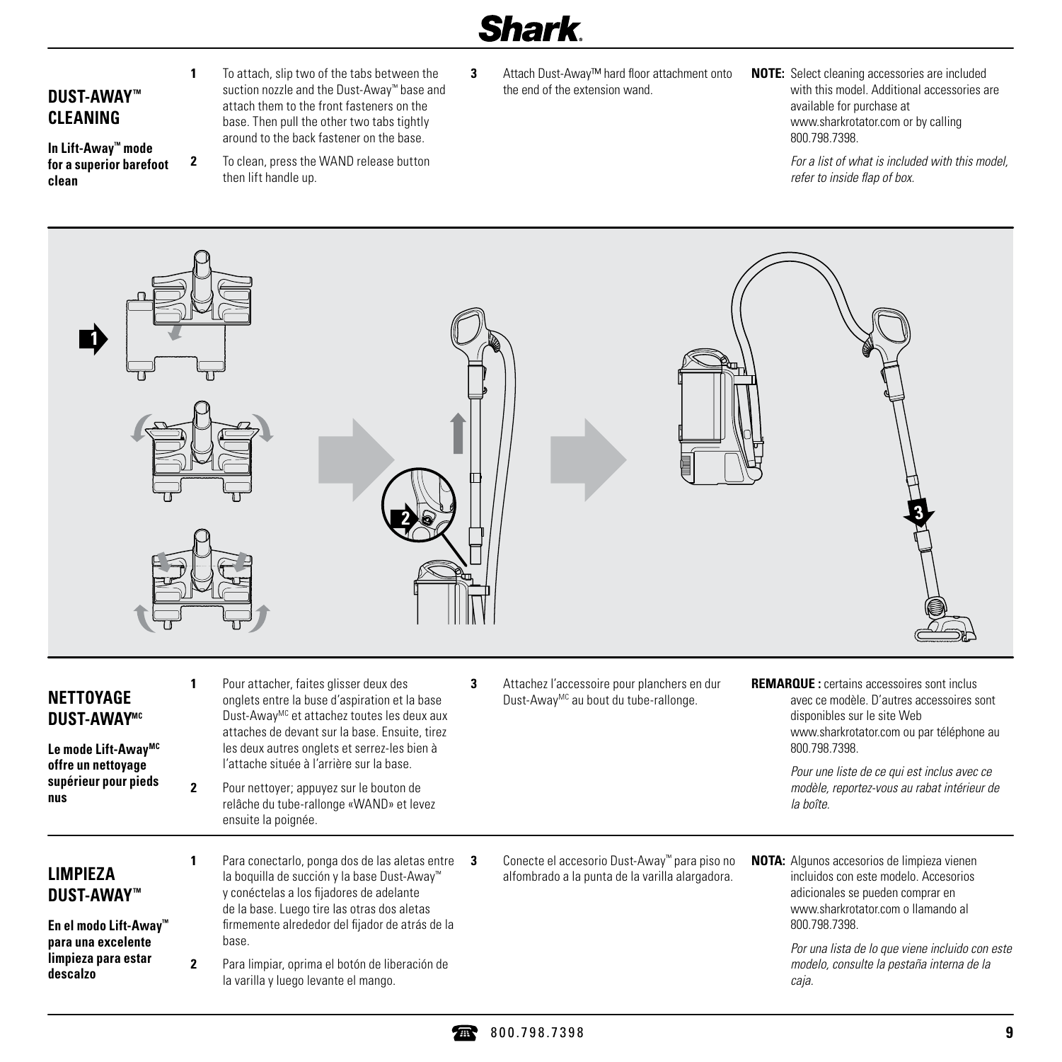## DUST-AWAY™ CLEANING

**In Lift-Away™ mode for a superior barefoot clean**

1. To attach, slip two of the tabs between the suction nozzle and the Dust-Away™ base and attach them to the front fasteners on the base. Then pull the other two tabs tightly around to the back fastener on the base.
2. To clean, press the WAND release button then lift handle up.
3. Attach Dust-Away™ hard floor attachment onto the end of the extension wand.

**NOTE:** Select cleaning accessories are included with this model. Additional accessories are available for purchase at www.sharkrotator.com or by calling 800.798.7398.

*For a list of what is included with this model, refer to inside flap of box.*

## NETTOYAGE DUST-AWAY^MC

**Le mode Lift-Away^MC offre un nettoyage supérieur pour pieds nus**

1. Pour attacher, faites glisser deux des onglets entre la buse d'aspiration et la base Dust-Away^MC et attachez toutes les deux aux attaches de devant sur la base. Ensuite, tirez les deux autres onglets et serrez-les bien à l'attache située à l'arrière sur la base.
2. Pour nettoyer; appuyez sur le bouton de relâche du tube-rallonge «WAND» et levez ensuite la poignée.
3. Attachez l'accessoire pour planchers en dur Dust-Away^MC au bout du tube-rallonge.

**REMARQUE :** certains accessoires sont inclus avec ce modèle. D'autres accessoires sont disponibles sur le site Web www.sharkrotator.com ou par téléphone au 800.798.7398.

*Pour une liste de ce qui est inclus avec ce modèle, reportez-vous au rabat intérieur de la boîte.*

## LIMPIEZA DUST-AWAY™

**En el modo Lift-Away™ para una excelente limpieza para estar descalzo**

1. Para conectarlo, ponga dos de las aletas entre la boquilla de succión y la base Dust-Away™ y conéctelas a los fijadores de adelante de la base. Luego tire las otras dos aletas firmemente alrededor del fijador de atrás de la base.
2. Para limpiar, oprima el botón de liberación de la varilla y luego levante el mango.
3. Conecte el accesorio Dust-Away™ para piso no alfombrado a la punta de la varilla alargadora.

**NOTA:** Algunos accesorios de limpieza vienen incluidos con este modelo. Accesorios adicionales se pueden comprar en www.sharkrotator.com o llamando al 800.798.7398.

*Por una lista de lo que viene incluido con este modelo, consulte la pestaña interna de la caja.*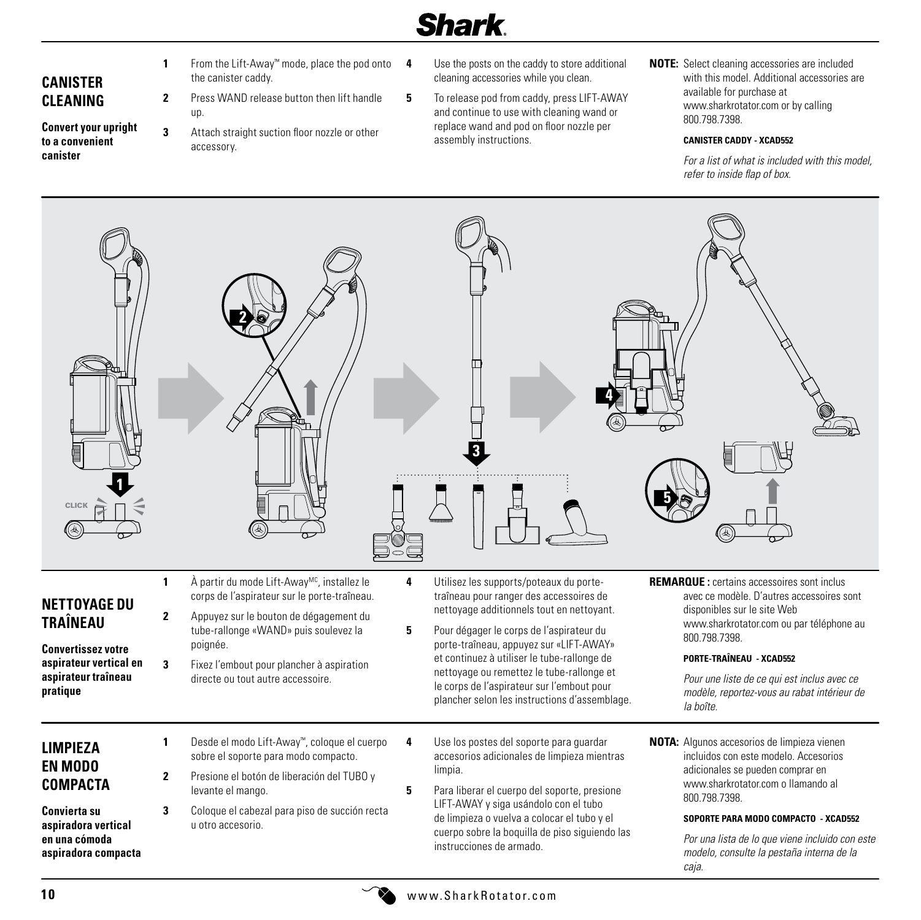## CANISTER CLEANING

**Convert your upright to a convenient canister**

1. From the Lift-Away™ mode, place the pod onto the canister caddy.
2. Press WAND release button then lift handle up.
3. Attach straight suction floor nozzle or other accessory.
4. Use the posts on the caddy to store additional cleaning accessories while you clean.
5. To release pod from caddy, press LIFT-AWAY and continue to use with cleaning wand or replace wand and pod on floor nozzle per assembly instructions.

**NOTE:** Select cleaning accessories are included with this model. Additional accessories are available for purchase at www.sharkrotator.com or by calling 800.798.7398.

**CANISTER CADDY - XCAD552**

*For a list of what is included with this model, refer to inside flap of box.*

## NETTOYAGE DU TRAÎNEAU

**Convertissez votre aspirateur vertical en aspirateur traîneau pratique**

1. À partir du mode Lift-Away[MC], installez le corps de l'aspirateur sur le porte-traîneau.
2. Appuyez sur le bouton de dégagement du tube-rallonge «WAND» puis soulevez la poignée.
3. Fixez l'embout pour plancher à aspiration directe ou tout autre accessoire.
4. Utilisez les supports/poteaux du porte-traîneau pour ranger des accessoires de nettoyage additionnels tout en nettoyant.
5. Pour dégager le corps de l'aspirateur du porte-traîneau, appuyez sur «LIFT-AWAY» et continuez à utiliser le tube-rallonge de nettoyage ou remettez le tube-rallonge et le corps de l'aspirateur sur l'embout pour plancher selon les instructions d'assemblage.

**REMARQUE :** certains accessoires sont inclus avec ce modèle. D'autres accessoires sont disponibles sur le site Web www.sharkrotator.com ou par téléphone au 800.798.7398.

**PORTE-TRAÎNEAU - XCAD552**

*Pour une liste de ce qui est inclus avec ce modèle, reportez-vous au rabat intérieur de la boîte.*

## LIMPIEZA EN MODO COMPACTA

**Convierta su aspiradora vertical en una cómoda aspiradora compacta**

1. Desde el modo Lift-Away™, coloque el cuerpo sobre el soporte para modo compacto.
2. Presione el botón de liberación del TUBO y levante el mango.
3. Coloque el cabezal para piso de succión recta u otro accesorio.
4. Use los postes del soporte para guardar accesorios adicionales de limpieza mientras limpia.
5. Para liberar el cuerpo del soporte, presione LIFT-AWAY y siga usándolo con el tubo de limpieza o vuelva a colocar el tubo y el cuerpo sobre la boquilla de piso siguiendo las instrucciones de armado.

**NOTA:** Algunos accesorios de limpieza vienen incluidos con este modelo. Accesorios adicionales se pueden comprar en www.sharkrotator.com o llamando al 800.798.7398.

**SOPORTE PARA MODO COMPACTO - XCAD552**

*Por una lista de lo que viene incluido con este modelo, consulte la pestaña interna de la caja.*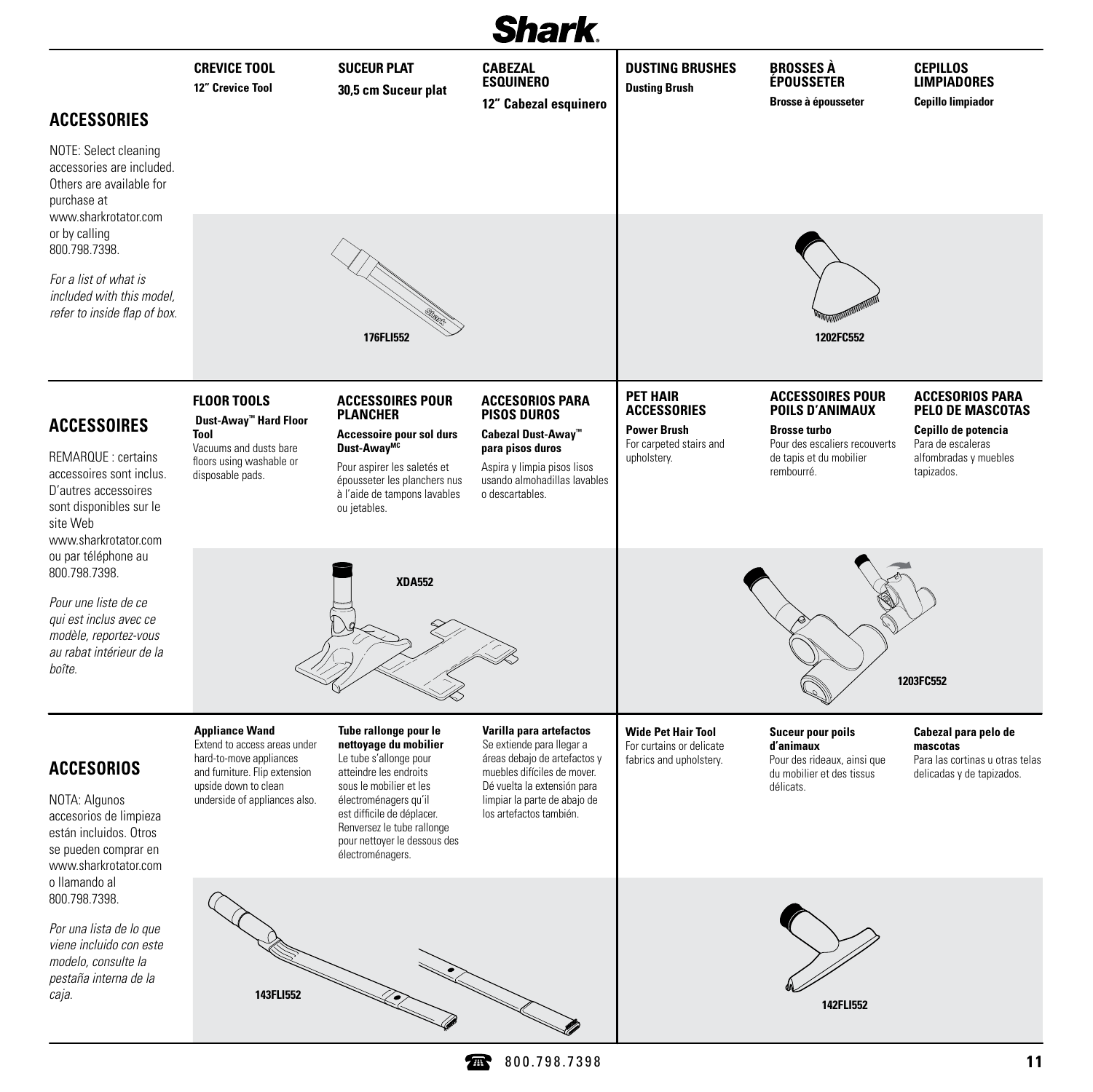## ACCESSORIES

NOTE: Select cleaning accessories are included. Others are available for purchase at www.sharkrotator.com or by calling 800.798.7398.

*For a list of what is included with this model, refer to inside flap of box.*

## ACCESSOIRES

REMARQUE : certains accessoires sont inclus. D'autres accessoires sont disponibles sur le site Web www.sharkrotator.com ou par téléphone au 800.798.7398.

*Pour une liste de ce qui est inclus avec ce modèle, reportez-vous au rabat intérieur de la boîte.*

## ACCESORIOS

NOTA: Algunos accesorios de limpieza están incluidos. Otros se pueden comprar en www.sharkrotator.com o llamando al 800.798.7398.

*Por una lista de lo que viene incluido con este modelo, consulte la pestaña interna de la caja.*

---

### CREVICE TOOL / SUCEUR PLAT / CABEZAL ESQUINERO

**12" Crevice Tool**

**30,5 cm Suceur plat**

**12" Cabezal esquinero**

176FLI552

### DUSTING BRUSHES / BROSSES À ÉPOUSSETER / CEPILLOS LIMPIADORES

**Dusting Brush**

**Brosse à épousseter**

**Cepillo limpiador**

1202FC552

### FLOOR TOOLS / ACCESSOIRES POUR PLANCHER / ACCESORIOS PARA PISOS DUROS

**Dust-Away™ Hard Floor Tool**
Vacuums and dusts bare floors using washable or disposable pads.

**Accessoire pour sol durs Dust-Away^MC**
Pour aspirer les saletés et épousseter les planchers nus à l'aide de tampons lavables ou jetables.

**Cabezal Dust-Away™ para pisos duros**
Aspira y limpia pisos lisos usando almohadillas lavables o descartables.

XDA552

### PET HAIR ACCESSORIES / ACCESSOIRES POUR POILS D'ANIMAUX / ACCESORIOS PARA PELO DE MASCOTAS

**Power Brush**
For carpeted stairs and upholstery.

**Brosse turbo**
Pour des escaliers recouverts de tapis et du mobilier rembourré.

**Cepillo de potencia**
Para de escaleras alfombradas y muebles tapizados.

1203FC552

**Appliance Wand**
Extend to access areas under hard-to-move appliances and furniture. Flip extension upside down to clean underside of appliances also.

**Tube rallonge pour le nettoyage du mobilier**
Le tube s'allonge pour atteindre les endroits sous le mobilier et les électroménagers qu'il est difficile de déplacer. Renversez le tube rallonge pour nettoyer le dessous des électroménagers.

**Varilla para artefactos**
Se extiende para llegar a áreas debajo de artefactos y muebles difíciles de mover. Dé vuelta la extensión para limpiar la parte de abajo de los artefactos también.

143FLI552

**Wide Pet Hair Tool**
For curtains or delicate fabrics and upholstery.

**Suceur pour poils d'animaux**
Pour des rideaux, ainsi que du mobilier et des tissus délicats.

**Cabezal para pelo de mascotas**
Para las cortinas u otras telas delicadas y de tapizados.

142FLI552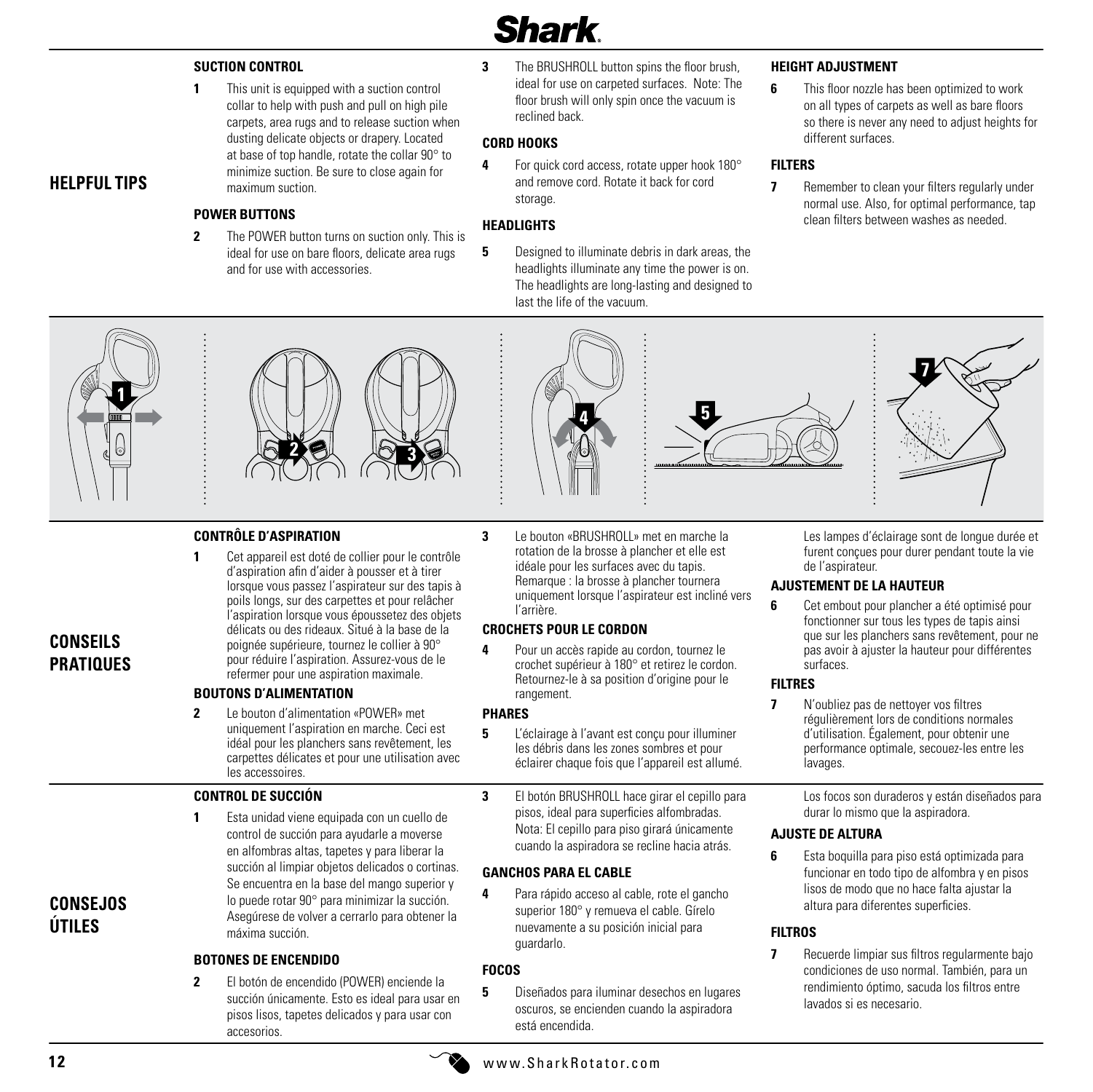## HELPFUL TIPS

### SUCTION CONTROL

**1** This unit is equipped with a suction control collar to help with push and pull on high pile carpets, area rugs and to release suction when dusting delicate objects or drapery. Located at base of top handle, rotate the collar 90° to minimize suction. Be sure to close again for maximum suction.

### POWER BUTTONS

**2** The POWER button turns on suction only. This is ideal for use on bare floors, delicate area rugs and for use with accessories.

**3** The BRUSHROLL button spins the floor brush, ideal for use on carpeted surfaces. Note: The floor brush will only spin once the vacuum is reclined back.

### CORD HOOKS

**4** For quick cord access, rotate upper hook 180° and remove cord. Rotate it back for cord storage.

### HEADLIGHTS

**5** Designed to illuminate debris in dark areas, the headlights illuminate any time the power is on. The headlights are long-lasting and designed to last the life of the vacuum.

### HEIGHT ADJUSTMENT

**6** This floor nozzle has been optimized to work on all types of carpets as well as bare floors so there is never any need to adjust heights for different surfaces.

### FILTERS

**7** Remember to clean your filters regularly under normal use. Also, for optimal performance, tap clean filters between washes as needed.

## CONSEILS PRATIQUES

### CONTRÔLE D'ASPIRATION

**1** Cet appareil est doté de collier pour le contrôle d'aspiration afin d'aider à pousser et à tirer lorsque vous passez l'aspirateur sur des tapis à poils longs, sur des carpettes et pour relâcher l'aspiration lorsque vous époussetez des objets délicats ou des rideaux. Situé à la base de la poignée supérieure, tournez le collier à 90° pour réduire l'aspiration. Assurez-vous de le refermer pour une aspiration maximale.

### BOUTONS D'ALIMENTATION

**2** Le bouton d'alimentation «POWER» met uniquement l'aspiration en marche. Ceci est idéal pour les planchers sans revêtement, les carpettes délicates et pour une utilisation avec les accessoires.

**3** Le bouton «BRUSHROLL» met en marche la rotation de la brosse à plancher et elle est idéale pour les surfaces avec du tapis. Remarque : la brosse à plancher tournera uniquement lorsque l'aspirateur est incliné vers l'arrière.

### CROCHETS POUR LE CORDON

**4** Pour un accès rapide au cordon, tournez le crochet supérieur à 180° et retirez le cordon. Retournez-le à sa position d'origine pour le rangement.

### PHARES

**5** L'éclairage à l'avant est conçu pour illuminer les débris dans les zones sombres et pour éclairer chaque fois que l'appareil est allumé. Les lampes d'éclairage sont de longue durée et furent conçues pour durer pendant toute la vie de l'aspirateur.

### AJUSTEMENT DE LA HAUTEUR

**6** Cet embout pour plancher a été optimisé pour fonctionner sur tous les types de tapis ainsi que sur les planchers sans revêtement, pour ne pas avoir à ajuster la hauteur pour différentes surfaces.

### FILTRES

**7** N'oubliez pas de nettoyer vos filtres régulièrement lors de conditions normales d'utilisation. Également, pour obtenir une performance optimale, secouez-les entre les lavages.

## CONSEJOS ÚTILES

### CONTROL DE SUCCIÓN

**1** Esta unidad viene equipada con un cuello de control de succión para ayudarle a moverse en alfombras altas, tapetes y para liberar la succión al limpiar objetos delicados o cortinas. Se encuentra en la base del mango superior y lo puede rotar 90° para minimizar la succión. Asegúrese de volver a cerrarlo para obtener la máxima succión.

### BOTONES DE ENCENDIDO

**2** El botón de encendido (POWER) enciende la succión únicamente. Esto es ideal para usar en pisos lisos, tapetes delicados y para usar con accesorios.

**3** El botón BRUSHROLL hace girar el cepillo para pisos, ideal para superficies alfombradas. Nota: El cepillo para piso girará únicamente cuando la aspiradora se recline hacia atrás.

### GANCHOS PARA EL CABLE

**4** Para rápido acceso al cable, rote el gancho superior 180° y remueva el cable. Gírelo nuevamente a su posición inicial para guardarlo.

### FOCOS

**5** Diseñados para iluminar desechos en lugares oscuros, se encienden cuando la aspiradora está encendida. Los focos son duraderos y están diseñados para durar lo mismo que la aspiradora.

### AJUSTE DE ALTURA

**6** Esta boquilla para piso está optimizada para funcionar en todo tipo de alfombra y en pisos lisos de modo que no hace falta ajustar la altura para diferentes superficies.

### FILTROS

**7** Recuerde limpiar sus filtros regularmente bajo condiciones de uso normal. También, para un rendimiento óptimo, sacuda los filtros entre lavados si es necesario.

www.SharkRotator.com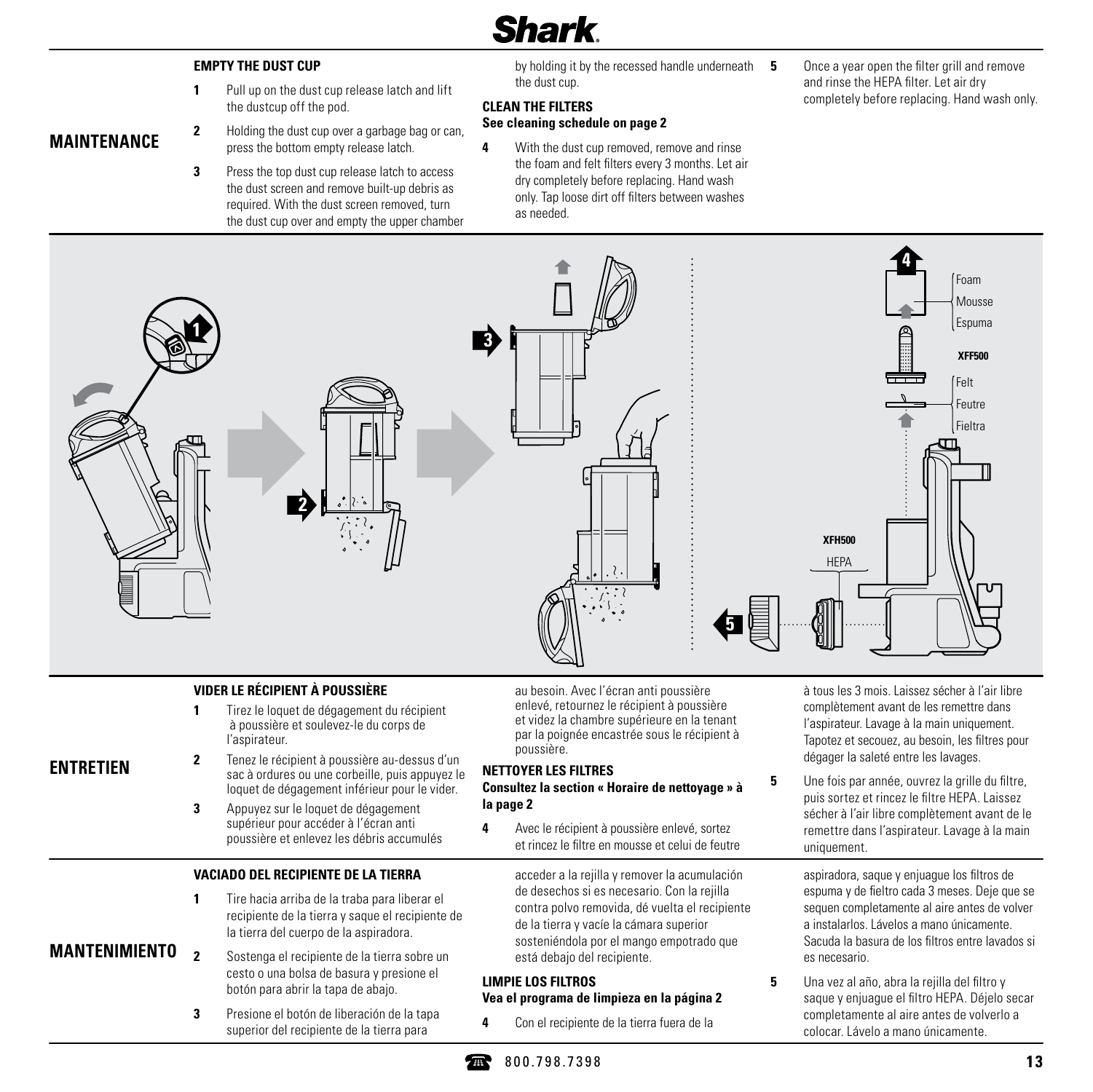## MAINTENANCE

### EMPTY THE DUST CUP

1. Pull up on the dust cup release latch and lift the dustcup off the pod.
2. Holding the dust cup over a garbage bag or can, press the bottom empty release latch.
3. Press the top dust cup release latch to access the dust screen and remove built-up debris as required. With the dust screen removed, turn the dust cup over and empty the upper chamber by holding it by the recessed handle underneath the dust cup.

### CLEAN THE FILTERS
**See cleaning schedule on page 2**

4. With the dust cup removed, remove and rinse the foam and felt filters every 3 months. Let air dry completely before replacing. Hand wash only. Tap loose dirt off filters between washes as needed.
5. Once a year open the filter grill and remove and rinse the HEPA filter. Let air dry completely before replacing. Hand wash only.

Foam / Mousse / Espuma

XFF500

Felt / Feutre / Fieltra

XFH500

HEPA

## ENTRETIEN

### VIDER LE RÉCIPIENT À POUSSIÈRE

1. Tirez le loquet de dégagement du récipient à poussière et soulevez-le du corps de l'aspirateur.
2. Tenez le récipient à poussière au-dessus d'un sac à ordures ou une corbeille, puis appuyez le loquet de dégagement inférieur pour le vider.
3. Appuyez sur le loquet de dégagement supérieur pour accéder à l'écran anti poussière et enlevez les débris accumulés au besoin. Avec l'écran anti poussière enlevé, retournez le récipient à poussière et videz la chambre supérieure en la tenant par la poignée encastrée sous le récipient à poussière.

### NETTOYER LES FILTRES
**Consultez la section « Horaire de nettoyage » à la page 2**

4. Avec le récipient à poussière enlevé, sortez et rincez le filtre en mousse et celui de feutre à tous les 3 mois. Laissez sécher à l'air libre complètement avant de les remettre dans l'aspirateur. Lavage à la main uniquement. Tapotez et secouez, au besoin, les filtres pour dégager la saleté entre les lavages.
5. Une fois par année, ouvrez la grille du filtre, puis sortez et rincez le filtre HEPA. Laissez sécher à l'air libre complètement avant de le remettre dans l'aspirateur. Lavage à la main uniquement.

## MANTENIMIENTO

### VACIADO DEL RECIPIENTE DE LA TIERRA

1. Tire hacia arriba de la traba para liberar el recipiente de la tierra y saque el recipiente de la tierra del cuerpo de la aspiradora.
2. Sostenga el recipiente de la tierra sobre un cesto o una bolsa de basura y presione el botón para abrir la tapa de abajo.
3. Presione el botón de liberación de la tapa superior del recipiente de la tierra para acceder a la rejilla y remover la acumulación de desechos si es necesario. Con la rejilla contra polvo removida, dé vuelta el recipiente de la tierra y vacíe la cámara superior sosteniéndola por el mango empotrado que está debajo del recipiente.

### LIMPIE LOS FILTROS
**Vea el programa de limpieza en la página 2**

4. Con el recipiente de la tierra fuera de la aspiradora, saque y enjuague los filtros de espuma y de fieltro cada 3 meses. Deje que se sequen completamente al aire antes de volver a instalarlos. Lávelos a mano únicamente. Sacuda la basura de los filtros entre lavados si es necesario.
5. Una vez al año, abra la rejilla del filtro y saque y enjuague el filtro HEPA. Déjelo secar completamente al aire antes de volverlo a colocar. Lávelo a mano únicamente.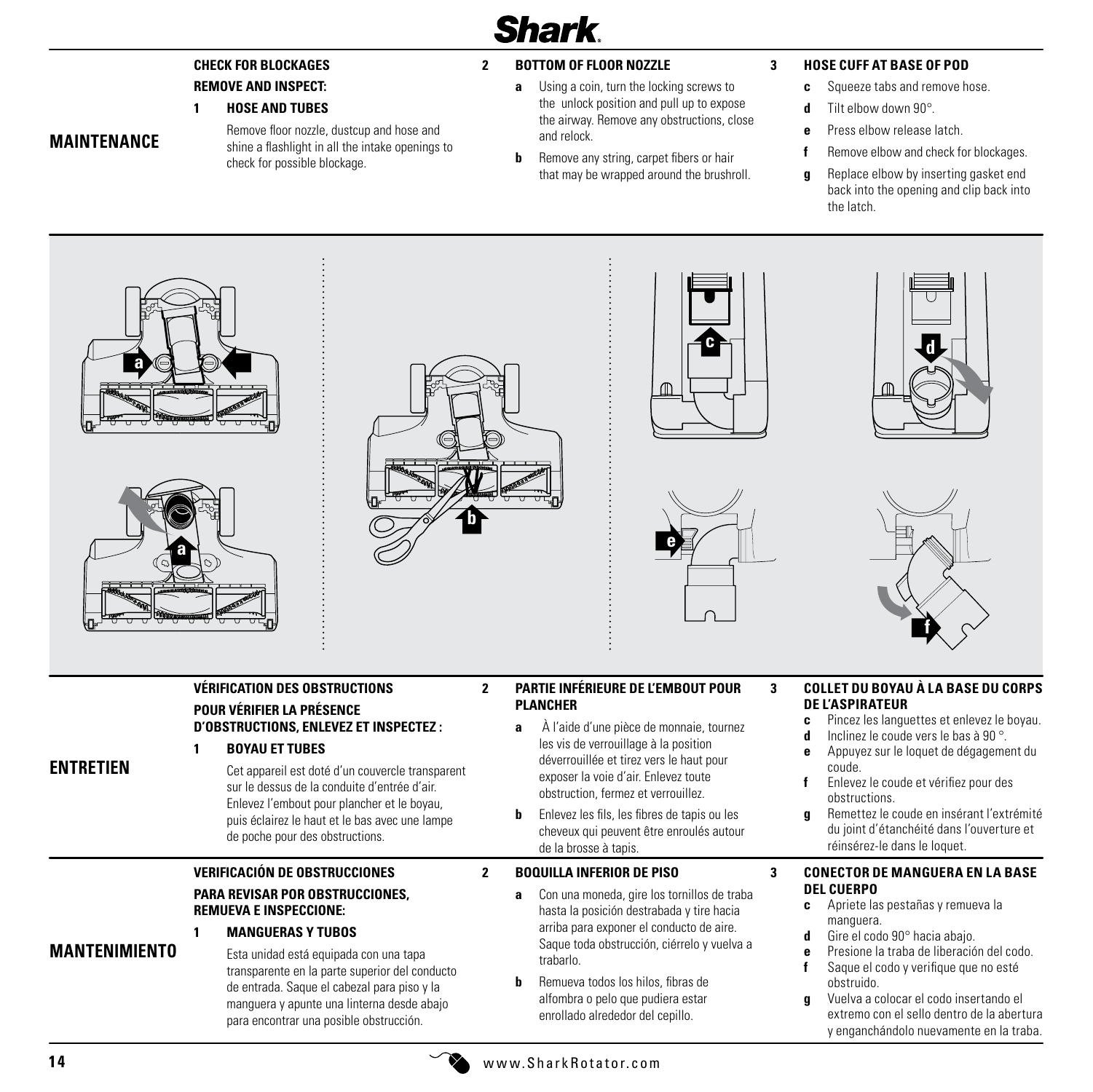## MAINTENANCE

### CHECK FOR BLOCKAGES

**REMOVE AND INSPECT:**

**1 HOSE AND TUBES**

Remove floor nozzle, dustcup and hose and shine a flashlight in all the intake openings to check for possible blockage.

**2 BOTTOM OF FLOOR NOZZLE**

- **a** Using a coin, turn the locking screws to the unlock position and pull up to expose the airway. Remove any obstructions, close and relock.
- **b** Remove any string, carpet fibers or hair that may be wrapped around the brushroll.

**3 HOSE CUFF AT BASE OF POD**

- **c** Squeeze tabs and remove hose.
- **d** Tilt elbow down 90°.
- **e** Press elbow release latch.
- **f** Remove elbow and check for blockages.
- **g** Replace elbow by inserting gasket end back into the opening and clip back into the latch.

## ENTRETIEN

### VÉRIFICATION DES OBSTRUCTIONS

**POUR VÉRIFIER LA PRÉSENCE D'OBSTRUCTIONS, ENLEVEZ ET INSPECTEZ :**

**1 BOYAU ET TUBES**

Cet appareil est doté d'un couvercle transparent sur le dessus de la conduite d'entrée d'air. Enlevez l'embout pour plancher et le boyau, puis éclairez le haut et le bas avec une lampe de poche pour des obstructions.

**2 PARTIE INFÉRIEURE DE L'EMBOUT POUR PLANCHER**

- **a** À l'aide d'une pièce de monnaie, tournez les vis de verrouillage à la position déverrouillée et tirez vers le haut pour exposer la voie d'air. Enlevez toute obstruction, fermez et verrouillez.
- **b** Enlevez les fils, les fibres de tapis ou les cheveux qui peuvent être enroulés autour de la brosse à tapis.

**3 COLLET DU BOYAU À LA BASE DU CORPS DE L'ASPIRATEUR**

- **c** Pincez les languettes et enlevez le boyau.
- **d** Inclinez le coude vers le bas à 90 °.
- **e** Appuyez sur le loquet de dégagement du coude.
- **f** Enlevez le coude et vérifiez pour des obstructions.
- **g** Remettez le coude en insérant l'extrémité du joint d'étanchéité dans l'ouverture et réinsérez-le dans le loquet.

## MANTENIMIENTO

### VERIFICACIÓN DE OBSTRUCCIONES

**PARA REVISAR POR OBSTRUCCIONES, REMUEVA E INSPECCIONE:**

**1 MANGUERAS Y TUBOS**

Esta unidad está equipada con una tapa transparente en la parte superior del conducto de entrada. Saque el cabezal para piso y la manguera y apunte una linterna desde abajo para encontrar una posible obstrucción.

**2 BOQUILLA INFERIOR DE PISO**

- **a** Con una moneda, gire los tornillos de traba hasta la posición destrabada y tire hacia arriba para exponer el conducto de aire. Saque toda obstrucción, ciérrelo y vuelva a trabarlo.
- **b** Remueva todos los hilos, fibras de alfombra o pelo que pudiera estar enrollado alrededor del cepillo.

**3 CONECTOR DE MANGUERA EN LA BASE DEL CUERPO**

- **c** Apriete las pestañas y remueva la manguera.
- **d** Gire el codo 90° hacia abajo.
- **e** Presione la traba de liberación del codo.
- **f** Saque el codo y verifique que no esté obstruido.
- **g** Vuelva a colocar el codo insertando el extremo con el sello dentro de la abertura y enganchándolo nuevamente en la traba.

www.SharkRotator.com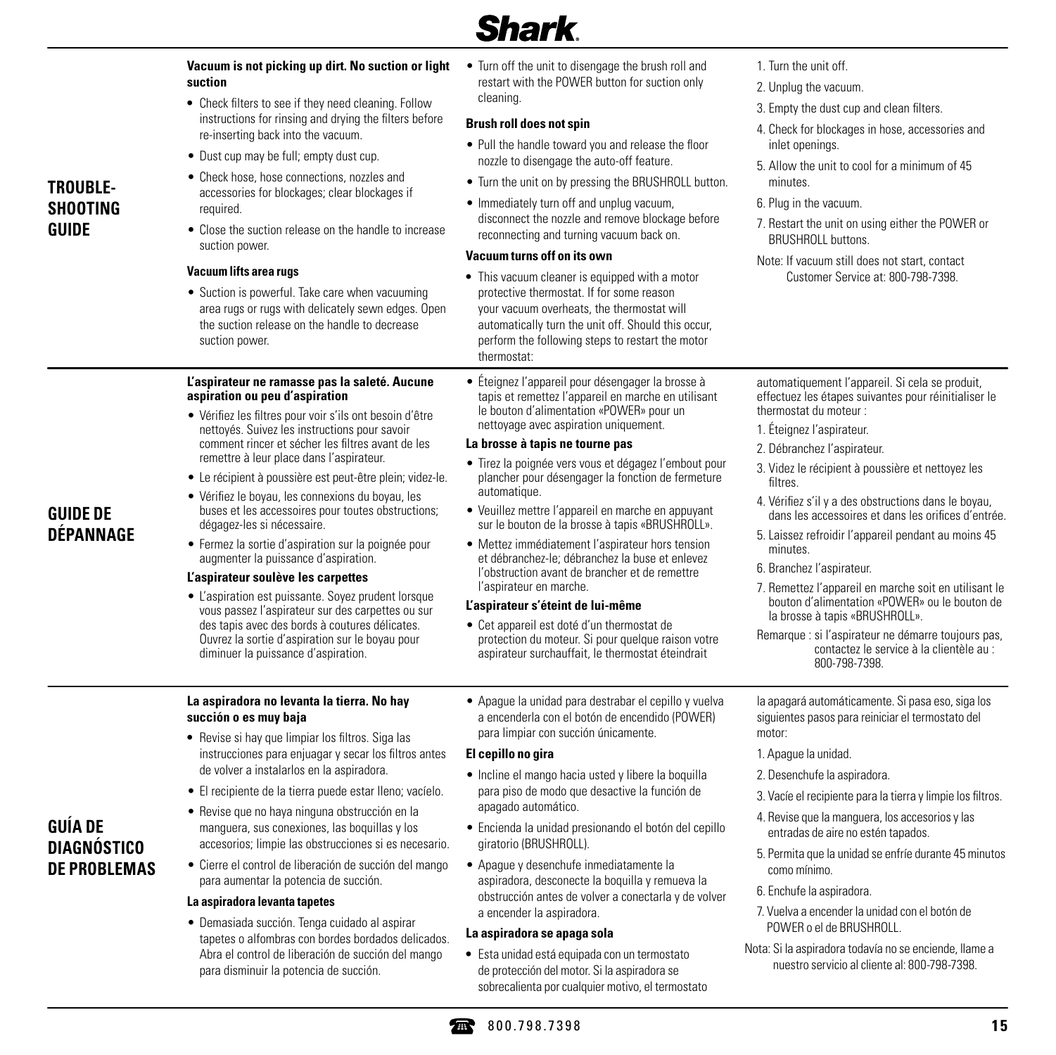## TROUBLESHOOTING GUIDE

**Vacuum is not picking up dirt. No suction or light suction**

- Check filters to see if they need cleaning. Follow instructions for rinsing and drying the filters before re-inserting back into the vacuum.
- Dust cup may be full; empty dust cup.
- Check hose, hose connections, nozzles and accessories for blockages; clear blockages if required.
- Close the suction release on the handle to increase suction power.

**Vacuum lifts area rugs**

- Suction is powerful. Take care when vacuuming area rugs or rugs with delicately sewn edges. Open the suction release on the handle to decrease suction power.
- Turn off the unit to disengage the brush roll and restart with the POWER button for suction only cleaning.

**Brush roll does not spin**

- Pull the handle toward you and release the floor nozzle to disengage the auto-off feature.
- Turn the unit on by pressing the BRUSHROLL button.
- Immediately turn off and unplug vacuum, disconnect the nozzle and remove blockage before reconnecting and turning vacuum back on.

**Vacuum turns off on its own**

- This vacuum cleaner is equipped with a motor protective thermostat. If for some reason your vacuum overheats, the thermostat will automatically turn the unit off. Should this occur, perform the following steps to restart the motor thermostat:

1. Turn the unit off.
2. Unplug the vacuum.
3. Empty the dust cup and clean filters.
4. Check for blockages in hose, accessories and inlet openings.
5. Allow the unit to cool for a minimum of 45 minutes.
6. Plug in the vacuum.
7. Restart the unit on using either the POWER or BRUSHROLL buttons.

Note: If vacuum still does not start, contact Customer Service at: 800-798-7398.

## GUIDE DE DÉPANNAGE

**L'aspirateur ne ramasse pas la saleté. Aucune aspiration ou peu d'aspiration**

- Vérifiez les filtres pour voir s'ils ont besoin d'être nettoyés. Suivez les instructions pour savoir comment rincer et sécher les filtres avant de les remettre à leur place dans l'aspirateur.
- Le récipient à poussière est peut-être plein; videz-le.
- Vérifiez le boyau, les connexions du boyau, les buses et les accessoires pour toutes obstructions; dégagez-les si nécessaire.
- Fermez la sortie d'aspiration sur la poignée pour augmenter la puissance d'aspiration.

**L'aspirateur soulève les carpettes**

- L'aspiration est puissante. Soyez prudent lorsque vous passez l'aspirateur sur des carpettes ou sur des tapis avec des bords à coutures délicates. Ouvrez la sortie d'aspiration sur le boyau pour diminuer la puissance d'aspiration.
- Éteignez l'appareil pour désengager la brosse à tapis et remettez l'appareil en marche en utilisant le bouton d'alimentation «POWER» pour un nettoyage avec aspiration uniquement.

**La brosse à tapis ne tourne pas**

- Tirez la poignée vers vous et dégagez l'embout pour plancher pour désengager la fonction de fermeture automatique.
- Veuillez mettre l'appareil en marche en appuyant sur le bouton de la brosse à tapis «BRUSHROLL».
- Mettez immédiatement l'aspirateur hors tension et débranchez-le; débranchez la buse et enlevez l'obstruction avant de brancher et de remettre l'aspirateur en marche.

**L'aspirateur s'éteint de lui-même**

- Cet appareil est doté d'un thermostat de protection du moteur. Si pour quelque raison votre aspirateur surchauffait, le thermostat éteindrait automatiquement l'appareil. Si cela se produit, effectuez les étapes suivantes pour réinitialiser le thermostat du moteur :

1. Éteignez l'aspirateur.
2. Débranchez l'aspirateur.
3. Videz le récipient à poussière et nettoyez les filtres.
4. Vérifiez s'il y a des obstructions dans le boyau, dans les accessoires et dans les orifices d'entrée.
5. Laissez refroidir l'appareil pendant au moins 45 minutes.
6. Branchez l'aspirateur.
7. Remettez l'appareil en marche soit en utilisant le bouton d'alimentation «POWER» ou le bouton de la brosse à tapis «BRUSHROLL».

Remarque : si l'aspirateur ne démarre toujours pas, contactez le service à la clientèle au : 800-798-7398.

## GUÍA DE DIAGNÓSTICO DE PROBLEMAS

**La aspiradora no levanta la tierra. No hay succión o es muy baja**

- Revise si hay que limpiar los filtros. Siga las instrucciones para enjuagar y secar los filtros antes de volver a instalarlos en la aspiradora.
- El recipiente de la tierra puede estar lleno; vacíelo.
- Revise que no haya ninguna obstrucción en la manguera, sus conexiones, las boquillas y los accesorios; limpie las obstrucciones si es necesario.
- Cierre el control de liberación de succión del mango para aumentar la potencia de succión.

**La aspiradora levanta tapetes**

- Demasiada succión. Tenga cuidado al aspirar tapetes o alfombras con bordes bordados delicados. Abra el control de liberación de succión del mango para disminuir la potencia de succión.
- Apague la unidad para destrabar el cepillo y vuelva a encenderla con el botón de encendido (POWER) para limpiar con succión únicamente.

**El cepillo no gira**

- Incline el mango hacia usted y libere la boquilla para piso de modo que desactive la función de apagado automático.
- Encienda la unidad presionando el botón del cepillo giratorio (BRUSHROLL).
- Apague y desenchufe inmediatamente la aspiradora, desconecte la boquilla y remueva la obstrucción antes de volver a conectarla y de volver a encender la aspiradora.

**La aspiradora se apaga sola**

- Esta unidad está equipada con un termostato de protección del motor. Si la aspiradora se sobrecalienta por cualquier motivo, el termostato la apagará automáticamente. Si pasa eso, siga los siguientes pasos para reiniciar el termostato del motor:

1. Apague la unidad.
2. Desenchufe la aspiradora.
3. Vacíe el recipiente para la tierra y limpie los filtros.
4. Revise que la manguera, los accesorios y las entradas de aire no estén tapados.
5. Permita que la unidad se enfríe durante 45 minutos como mínimo.
6. Enchufe la aspiradora.
7. Vuelva a encender la unidad con el botón de POWER o el de BRUSHROLL.

Nota: Si la aspiradora todavía no se enciende, llame a nuestro servicio al cliente al: 800-798-7398.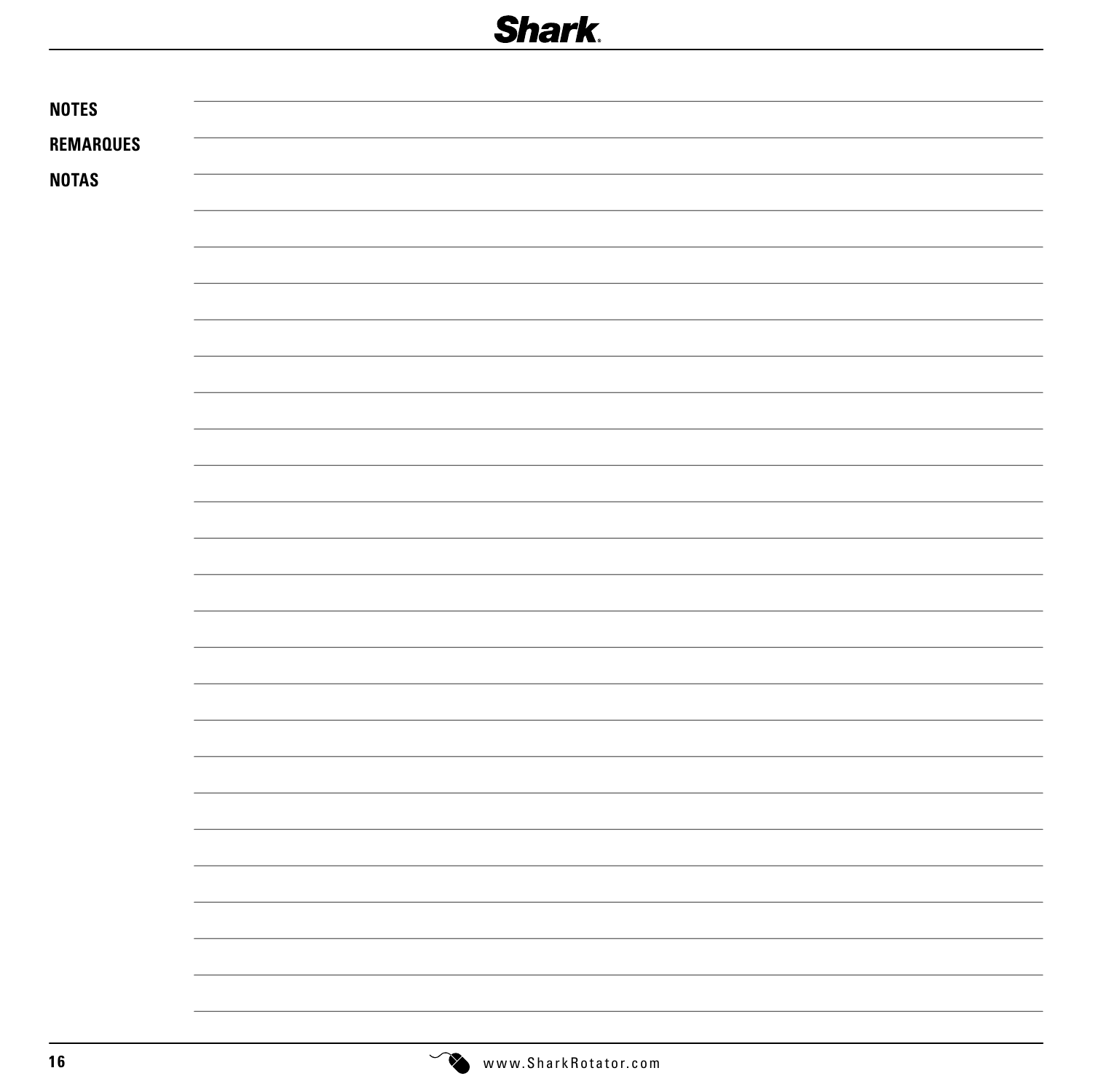**NOTES**

**REMARQUES**

**NOTAS**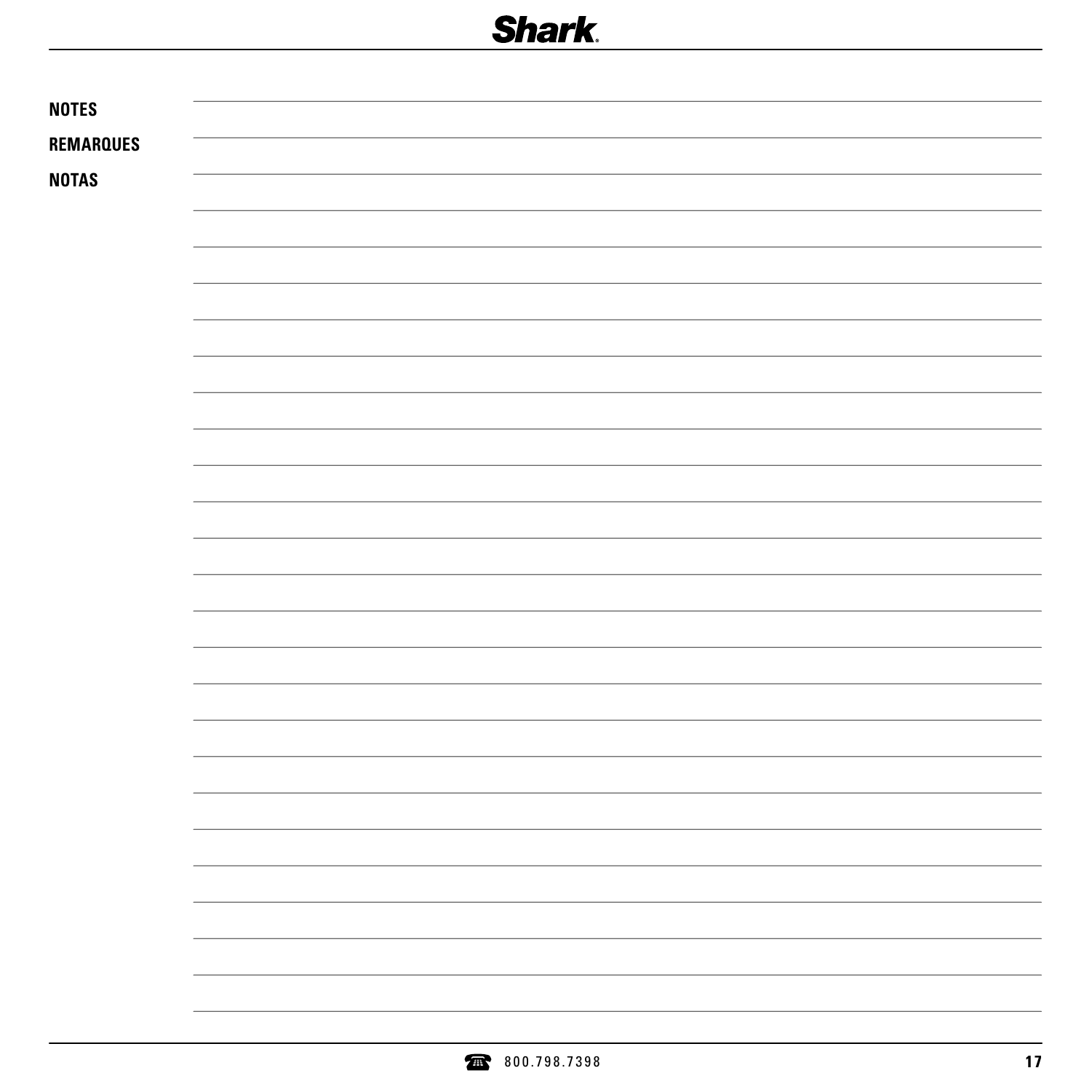**NOTES**

**REMARQUES**

**NOTAS**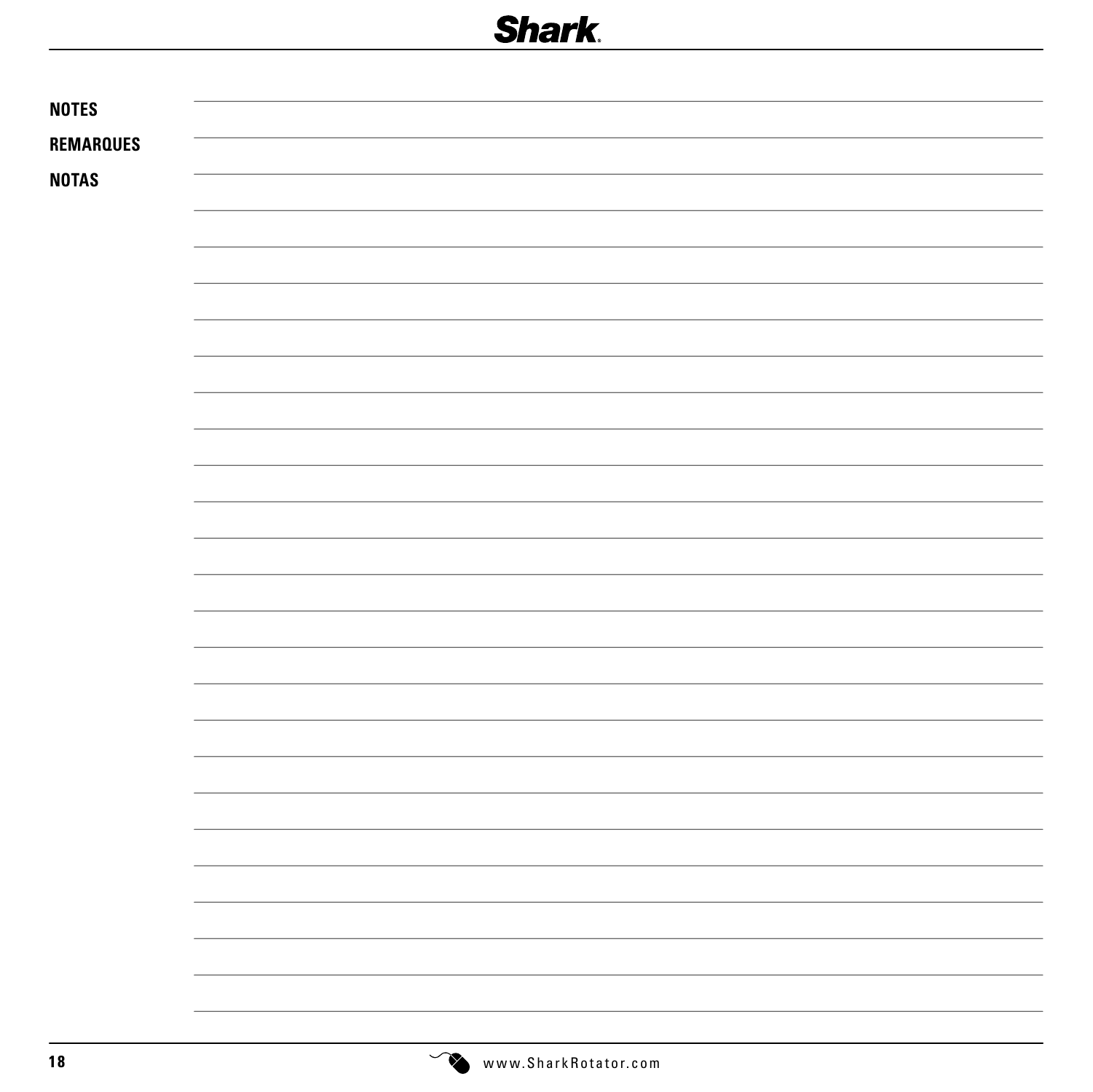**NOTES**

**REMARQUES**

**NOTAS**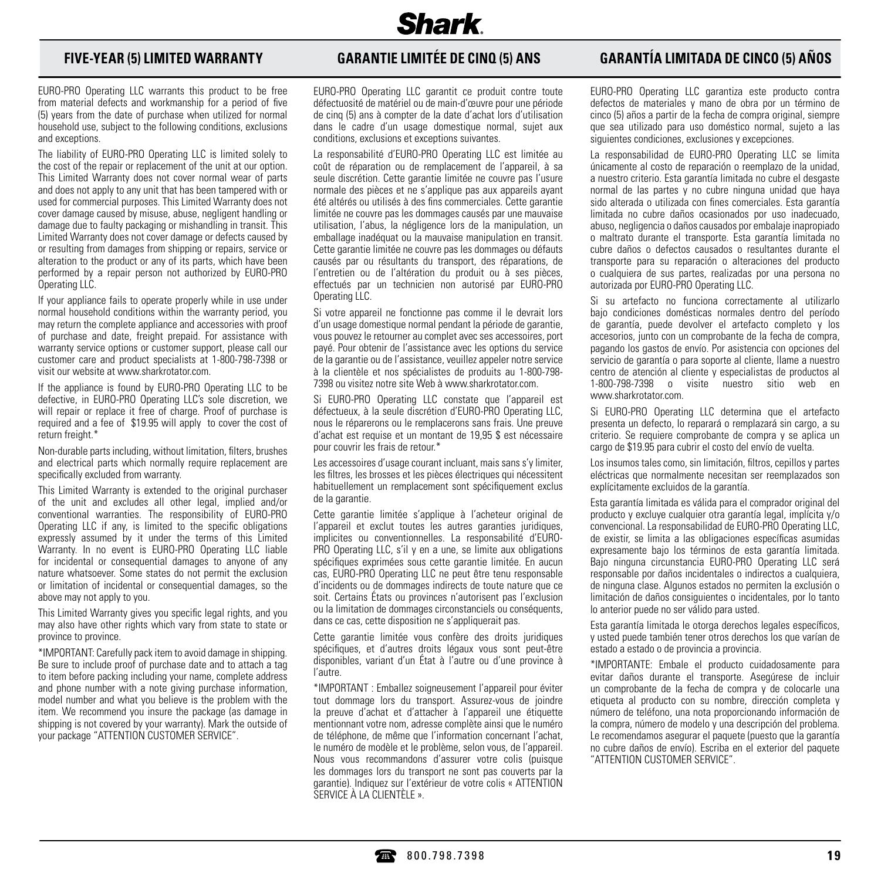## FIVE-YEAR (5) LIMITED WARRANTY

EURO-PRO Operating LLC warrants this product to be free from material defects and workmanship for a period of five (5) years from the date of purchase when utilized for normal household use, subject to the following conditions, exclusions and exceptions.

The liability of EURO-PRO Operating LLC is limited solely to the cost of the repair or replacement of the unit at our option. This Limited Warranty does not cover normal wear of parts and does not apply to any unit that has been tampered with or used for commercial purposes. This Limited Warranty does not cover damage caused by misuse, abuse, negligent handling or damage due to faulty packaging or mishandling in transit. This Limited Warranty does not cover damage or defects caused by or resulting from damages from shipping or repairs, service or alteration to the product or any of its parts, which have been performed by a repair person not authorized by EURO-PRO Operating LLC.

If your appliance fails to operate properly while in use under normal household conditions within the warranty period, you may return the complete appliance and accessories with proof of purchase and date, freight prepaid. For assistance with warranty service options or customer support, please call our customer care and product specialists at 1-800-798-7398 or visit our website at www.sharkrotator.com.

If the appliance is found by EURO-PRO Operating LLC to be defective, in EURO-PRO Operating LLC's sole discretion, we will repair or replace it free of charge. Proof of purchase is required and a fee of $19.95 will apply to cover the cost of return freight.*

Non-durable parts including, without limitation, filters, brushes and electrical parts which normally require replacement are specifically excluded from warranty.

This Limited Warranty is extended to the original purchaser of the unit and excludes all other legal, implied and/or conventional warranties. The responsibility of EURO-PRO Operating LLC if any, is limited to the specific obligations expressly assumed by it under the terms of this Limited Warranty. In no event is EURO-PRO Operating LLC liable for incidental or consequential damages to anyone of any nature whatsoever. Some states do not permit the exclusion or limitation of incidental or consequential damages, so the above may not apply to you.

This Limited Warranty gives you specific legal rights, and you may also have other rights which vary from state to state or province to province.

*IMPORTANT: Carefully pack item to avoid damage in shipping. Be sure to include proof of purchase date and to attach a tag to item before packing including your name, complete address and phone number with a note giving purchase information, model number and what you believe is the problem with the item. We recommend you insure the package (as damage in shipping is not covered by your warranty). Mark the outside of your package "ATTENTION CUSTOMER SERVICE".

## GARANTIE LIMITÉE DE CINQ (5) ANS

EURO-PRO Operating LLC garantit ce produit contre toute défectuosité de matériel ou de main-d'œuvre pour une période de cinq (5) ans à compter de la date d'achat lors d'utilisation dans le cadre d'un usage domestique normal, sujet aux conditions, exclusions et exceptions suivantes.

La responsabilité d'EURO-PRO Operating LLC est limitée au coût de réparation ou de remplacement de l'appareil, à sa seule discrétion. Cette garantie limitée ne couvre pas l'usure normale des pièces et ne s'applique pas aux appareils ayant été altérés ou utilisés à des fins commerciales. Cette garantie limitée ne couvre pas les dommages causés par une mauvaise utilisation, l'abus, la négligence lors de la manipulation, un emballage inadéquat ou la mauvaise manipulation en transit. Cette garantie limitée ne couvre pas les dommages ou défauts causés par ou résultants du transport, des réparations, de l'entretien ou de l'altération du produit ou à ses pièces, effectués par un technicien non autorisé par EURO-PRO Operating LLC.

Si votre appareil ne fonctionne pas comme il le devrait lors d'un usage domestique normal pendant la période de garantie, vous pouvez le retourner au complet avec ses accessoires, port payé. Pour obtenir de l'assistance avec les options du service de la garantie ou de l'assistance, veuillez appeler notre service à la clientèle et nos spécialistes de produits au 1-800-798-7398 ou visitez notre site Web à www.sharkrotator.com.

Si EURO-PRO Operating LLC constate que l'appareil est défectueux, à la seule discrétion d'EURO-PRO Operating LLC, nous le réparerons ou le remplacerons sans frais. Une preuve d'achat est requise et un montant de 19,95 $ est nécessaire pour couvrir les frais de retour.*

Les accessoires d'usage courant incluant, mais sans s'y limiter, les filtres, les brosses et les pièces électriques qui nécessitent habituellement un remplacement sont spécifiquement exclus de la garantie.

Cette garantie limitée s'applique à l'acheteur original de l'appareil et exclut toutes les autres garanties juridiques, implicites ou conventionnelles. La responsabilité d'EURO-PRO Operating LLC, s'il y en a une, se limite aux obligations spécifiques exprimées sous cette garantie limitée. En aucun cas, EURO-PRO Operating LLC ne peut être tenu responsable d'incidents ou de dommages indirects de toute nature que ce soit. Certains États ou provinces n'autorisent pas l'exclusion ou la limitation de dommages circonstanciels ou conséquents, dans ce cas, cette disposition ne s'appliquerait pas.

Cette garantie limitée vous confère des droits juridiques spécifiques, et d'autres droits légaux vous sont peut-être disponibles, variant d'un État à l'autre ou d'une province à l'autre.

*IMPORTANT : Emballez soigneusement l'appareil pour éviter tout dommage lors du transport. Assurez-vous de joindre la preuve d'achat et d'attacher à l'appareil une étiquette mentionnant votre nom, adresse complète ainsi que le numéro de téléphone, de même que l'information concernant l'achat, le numéro de modèle et le problème, selon vous, de l'appareil. Nous vous recommandons d'assurer votre colis (puisque les dommages lors du transport ne sont pas couverts par la garantie). Indiquez sur l'extérieur de votre colis « ATTENTION SERVICE À LA CLIENTÈLE ».

## GARANTÍA LIMITADA DE CINCO (5) AÑOS

EURO-PRO Operating LLC garantiza este producto contra defectos de materiales y mano de obra por un término de cinco (5) años a partir de la fecha de compra original, siempre que sea utilizado para uso doméstico normal, sujeto a las siguientes condiciones, exclusiones y excepciones.

La responsabilidad de EURO-PRO Operating LLC se limita únicamente al costo de reparación o reemplazo de la unidad, a nuestro criterio. Esta garantía limitada no cubre el desgaste normal de las partes y no cubre ninguna unidad que haya sido alterada o utilizada con fines comerciales. Esta garantía limitada no cubre daños ocasionados por uso inadecuado, abuso, negligencia o daños causados por embalaje inapropiado o maltrato durante el transporte. Esta garantía limitada no cubre daños o defectos causados o resultantes durante el transporte para su reparación o alteraciones del producto o cualquiera de sus partes, realizadas por una persona no autorizada por EURO-PRO Operating LLC.

Si su artefacto no funciona correctamente al utilizarlo bajo condiciones domésticas normales dentro del período de garantía, puede devolver el artefacto completo y los accesorios, junto con un comprobante de la fecha de compra, pagando los gastos de envío. Por asistencia con opciones del servicio de garantía o para soporte al cliente, llame a nuestro centro de atención al cliente y especialistas de productos al 1-800-798-7398 o visite nuestro sitio web en www.sharkrotator.com.

Si EURO-PRO Operating LLC determina que el artefacto presenta un defecto, lo reparará o remplazará sin cargo, a su criterio. Se requiere comprobante de compra y se aplica un cargo de $19.95 para cubrir el costo del envío de vuelta.

Los insumos tales como, sin limitación, filtros, cepillos y partes eléctricas que normalmente necesitan ser reemplazados son explícitamente excluidos de la garantía.

Esta garantía limitada es válida para el comprador original del producto y excluye cualquier otra garantía legal, implícita y/o convencional. La responsabilidad de EURO-PRO Operating LLC, de existir, se limita a las obligaciones específicas asumidas expresamente bajo los términos de esta garantía limitada. Bajo ninguna circunstancia EURO-PRO Operating LLC será responsable por daños incidentales o indirectos a cualquiera, de ninguna clase. Algunos estados no permiten la exclusión o limitación de daños consiguientes o incidentales, por lo tanto lo anterior puede no ser válido para usted.

Esta garantía limitada le otorga derechos legales específicos, y usted puede también tener otros derechos los que varían de estado a estado o de provincia a provincia.

*IMPORTANTE: Embale el producto cuidadosamente para evitar daños durante el transporte. Asegúrese de incluir un comprobante de la fecha de compra y de colocarle una etiqueta al producto con su nombre, dirección completa y número de teléfono, una nota proporcionando información de la compra, número de modelo y una descripción del problema. Le recomendamos asegurar el paquete (puesto que la garantía no cubre daños de envío). Escriba en el exterior del paquete "ATTENTION CUSTOMER SERVICE".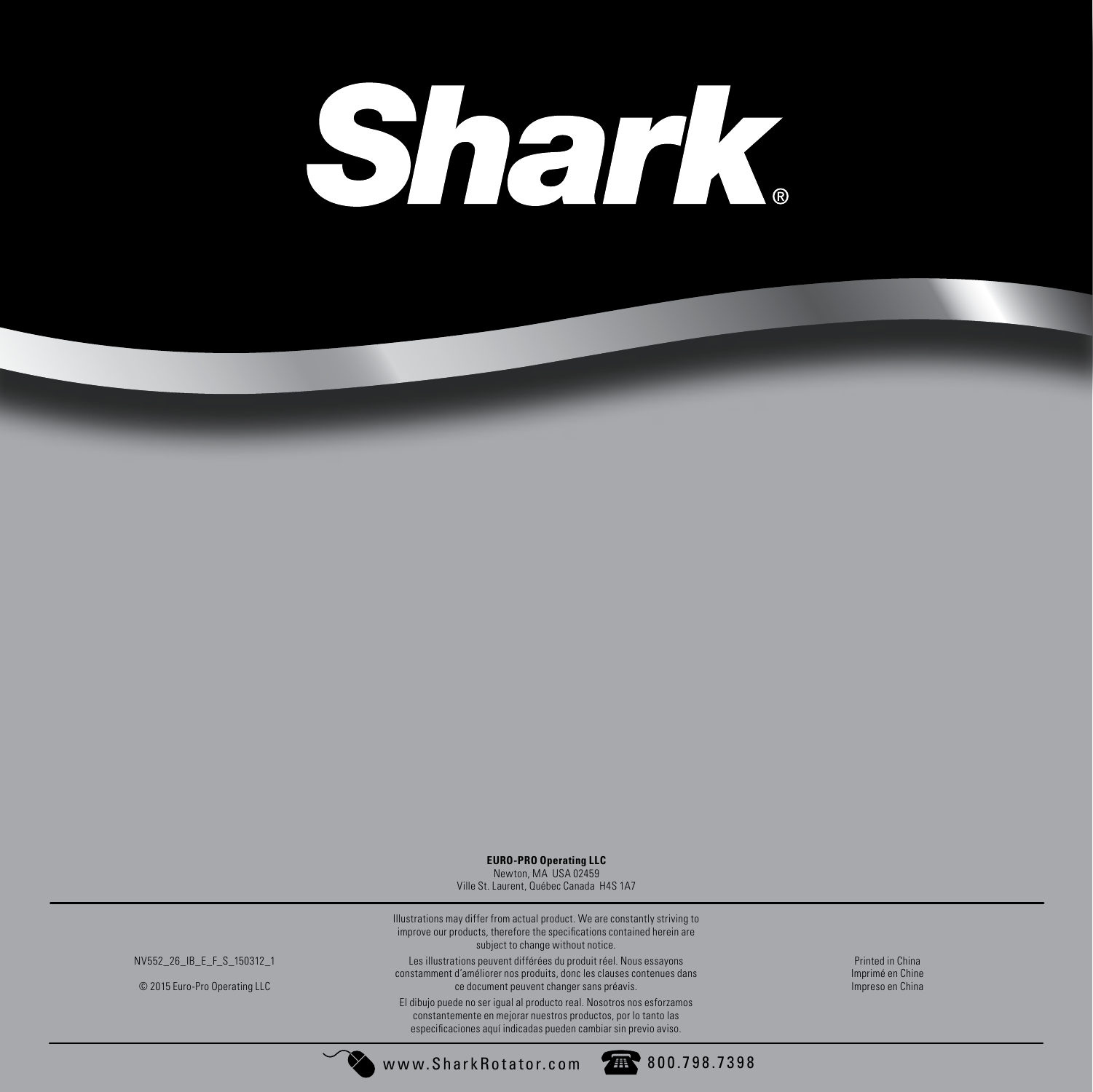# Shark®

**EURO-PRO Operating LLC**
Newton, MA USA 02459
Ville St. Laurent, Québec Canada H4S 1A7

NV552_26_IB_E_F_S_150312_1

© 2015 Euro-Pro Operating LLC

Illustrations may differ from actual product. We are constantly striving to improve our products, therefore the specifications contained herein are subject to change without notice.

Les illustrations peuvent différées du produit réel. Nous essayons constamment d'améliorer nos produits, donc les clauses contenues dans ce document peuvent changer sans préavis.

El dibujo puede no ser igual al producto real. Nosotros nos esforzamos constantemente en mejorar nuestros productos, por lo tanto las especificaciones aquí indicadas pueden cambiar sin previo aviso.

Printed in China
Imprimé en Chine
Impreso en China

www.SharkRotator.com 800.798.7398